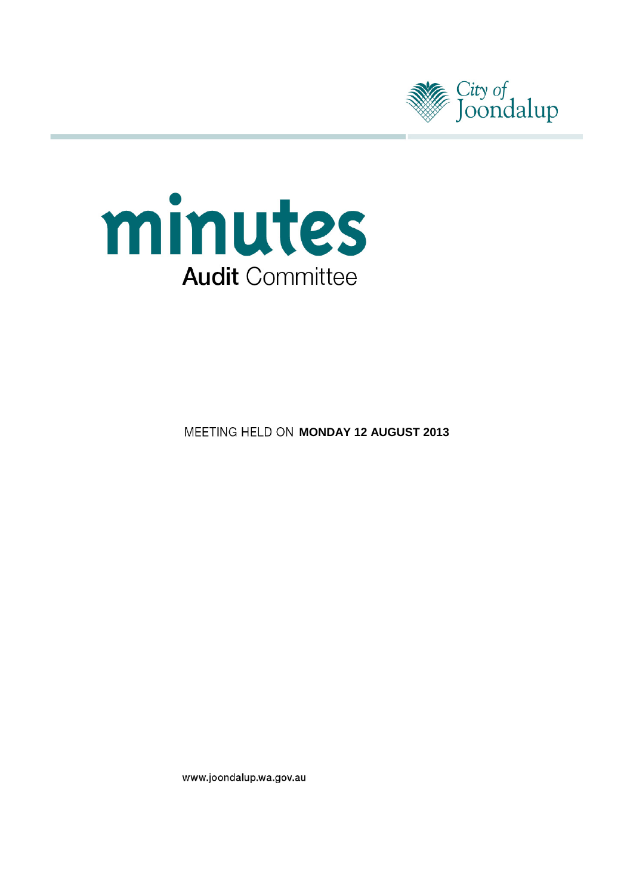City of Joondalup

# minutes

## Audit Committee

MEETING HELD ON **MONDAY 12 AUGUST 2013**

www.joondalup.wa.gov.au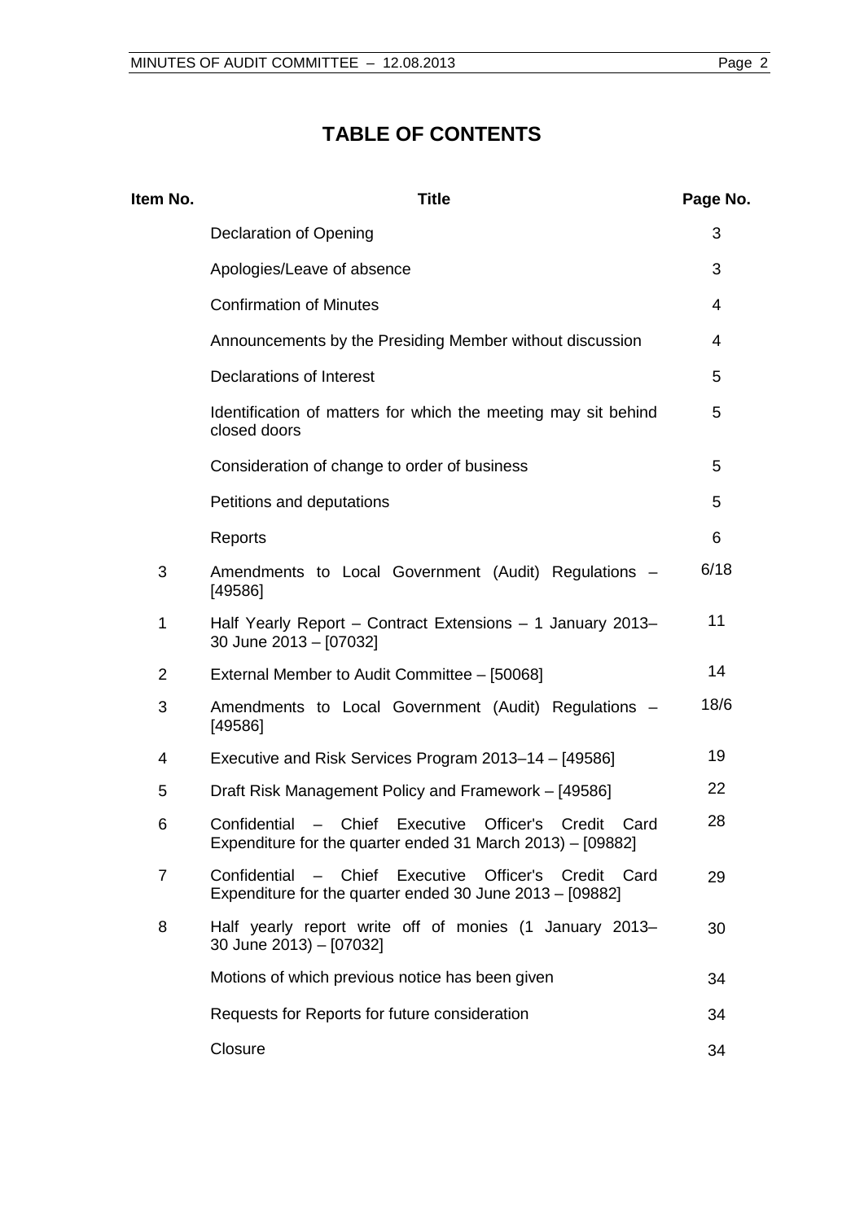# TABLE OF CONTENTS

| Item No. | Title | Page No. |
|---|---|---|
| | Declaration of Opening | 3 |
| | Apologies/Leave of absence | 3 |
| | Confirmation of Minutes | 4 |
| | Announcements by the Presiding Member without discussion | 4 |
| | Declarations of Interest | 5 |
| | Identification of matters for which the meeting may sit behind closed doors | 5 |
| | Consideration of change to order of business | 5 |
| | Petitions and deputations | 5 |
| | Reports | 6 |
| 3 | Amendments to Local Government (Audit) Regulations – [49586] | 6/18 |
| 1 | Half Yearly Report – Contract Extensions – 1 January 2013–30 June 2013 – [07032] | 11 |
| 2 | External Member to Audit Committee – [50068] | 14 |
| 3 | Amendments to Local Government (Audit) Regulations – [49586] | 18/6 |
| 4 | Executive and Risk Services Program 2013–14 – [49586] | 19 |
| 5 | Draft Risk Management Policy and Framework – [49586] | 22 |
| 6 | Confidential – Chief Executive Officer's Credit Card Expenditure for the quarter ended 31 March 2013) – [09882] | 28 |
| 7 | Confidential – Chief Executive Officer's Credit Card Expenditure for the quarter ended 30 June 2013 – [09882] | 29 |
| 8 | Half yearly report write off of monies (1 January 2013–30 June 2013) – [07032] | 30 |
| | Motions of which previous notice has been given | 34 |
| | Requests for Reports for future consideration | 34 |
| | Closure | 34 |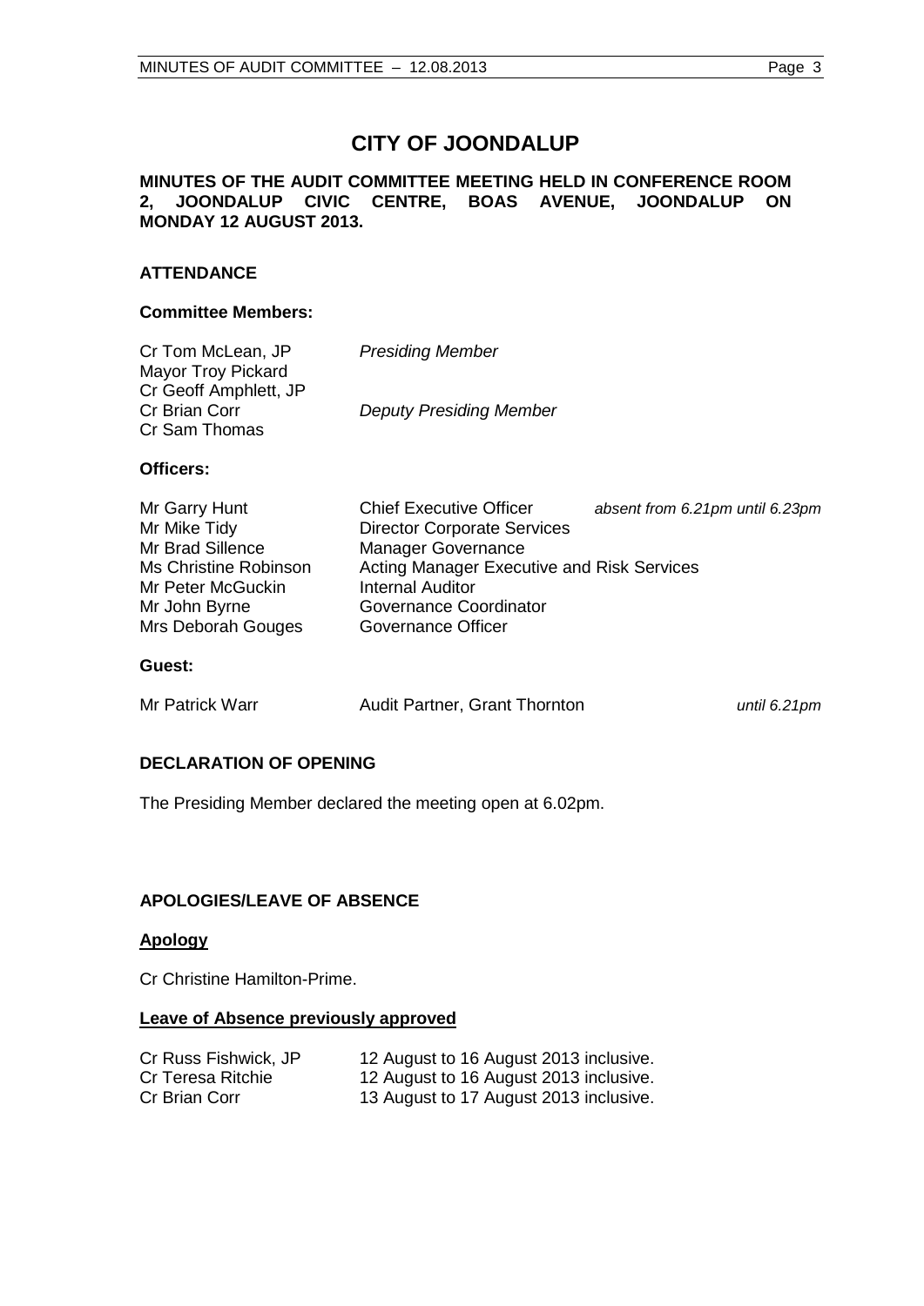# CITY OF JOONDALUP

**MINUTES OF THE AUDIT COMMITTEE MEETING HELD IN CONFERENCE ROOM 2, JOONDALUP CIVIC CENTRE, BOAS AVENUE, JOONDALUP ON MONDAY 12 AUGUST 2013.**

## ATTENDANCE

### Committee Members:

| | |
|---|---|
| Cr Tom McLean, JP | *Presiding Member* |
| Mayor Troy Pickard | |
| Cr Geoff Amphlett, JP | |
| Cr Brian Corr | *Deputy Presiding Member* |
| Cr Sam Thomas | |

### Officers:

| | | |
|---|---|---|
| Mr Garry Hunt | Chief Executive Officer | *absent from 6.21pm until 6.23pm* |
| Mr Mike Tidy | Director Corporate Services | |
| Mr Brad Sillence | Manager Governance | |
| Ms Christine Robinson | Acting Manager Executive and Risk Services | |
| Mr Peter McGuckin | Internal Auditor | |
| Mr John Byrne | Governance Coordinator | |
| Mrs Deborah Gouges | Governance Officer | |

### Guest:

| | | |
|---|---|---|
| Mr Patrick Warr | Audit Partner, Grant Thornton | *until 6.21pm* |

## DECLARATION OF OPENING

The Presiding Member declared the meeting open at 6.02pm.

## APOLOGIES/LEAVE OF ABSENCE

**Apology**

Cr Christine Hamilton-Prime.

**Leave of Absence previously approved**

| | |
|---|---|
| Cr Russ Fishwick, JP | 12 August to 16 August 2013 inclusive. |
| Cr Teresa Ritchie | 12 August to 16 August 2013 inclusive. |
| Cr Brian Corr | 13 August to 17 August 2013 inclusive. |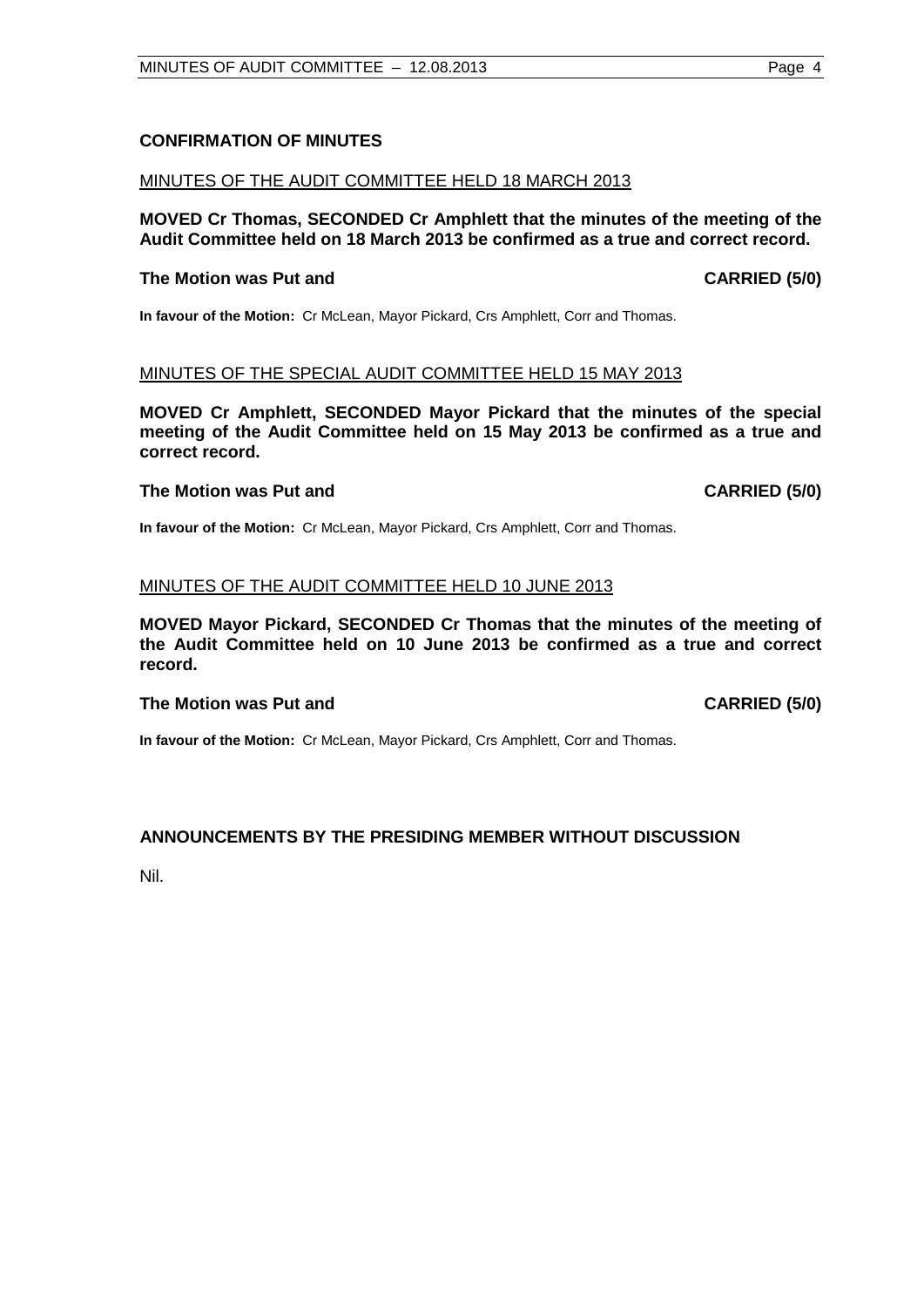## CONFIRMATION OF MINUTES

### MINUTES OF THE AUDIT COMMITTEE HELD 18 MARCH 2013

**MOVED Cr Thomas, SECONDED Cr Amphlett that the minutes of the meeting of the Audit Committee held on 18 March 2013 be confirmed as a true and correct record.**

**The Motion was Put and CARRIED (5/0)**

**In favour of the Motion:** Cr McLean, Mayor Pickard, Crs Amphlett, Corr and Thomas.

### MINUTES OF THE SPECIAL AUDIT COMMITTEE HELD 15 MAY 2013

**MOVED Cr Amphlett, SECONDED Mayor Pickard that the minutes of the special meeting of the Audit Committee held on 15 May 2013 be confirmed as a true and correct record.**

**The Motion was Put and CARRIED (5/0)**

**In favour of the Motion:** Cr McLean, Mayor Pickard, Crs Amphlett, Corr and Thomas.

### MINUTES OF THE AUDIT COMMITTEE HELD 10 JUNE 2013

**MOVED Mayor Pickard, SECONDED Cr Thomas that the minutes of the meeting of the Audit Committee held on 10 June 2013 be confirmed as a true and correct record.**

**The Motion was Put and CARRIED (5/0)**

**In favour of the Motion:** Cr McLean, Mayor Pickard, Crs Amphlett, Corr and Thomas.

## ANNOUNCEMENTS BY THE PRESIDING MEMBER WITHOUT DISCUSSION

Nil.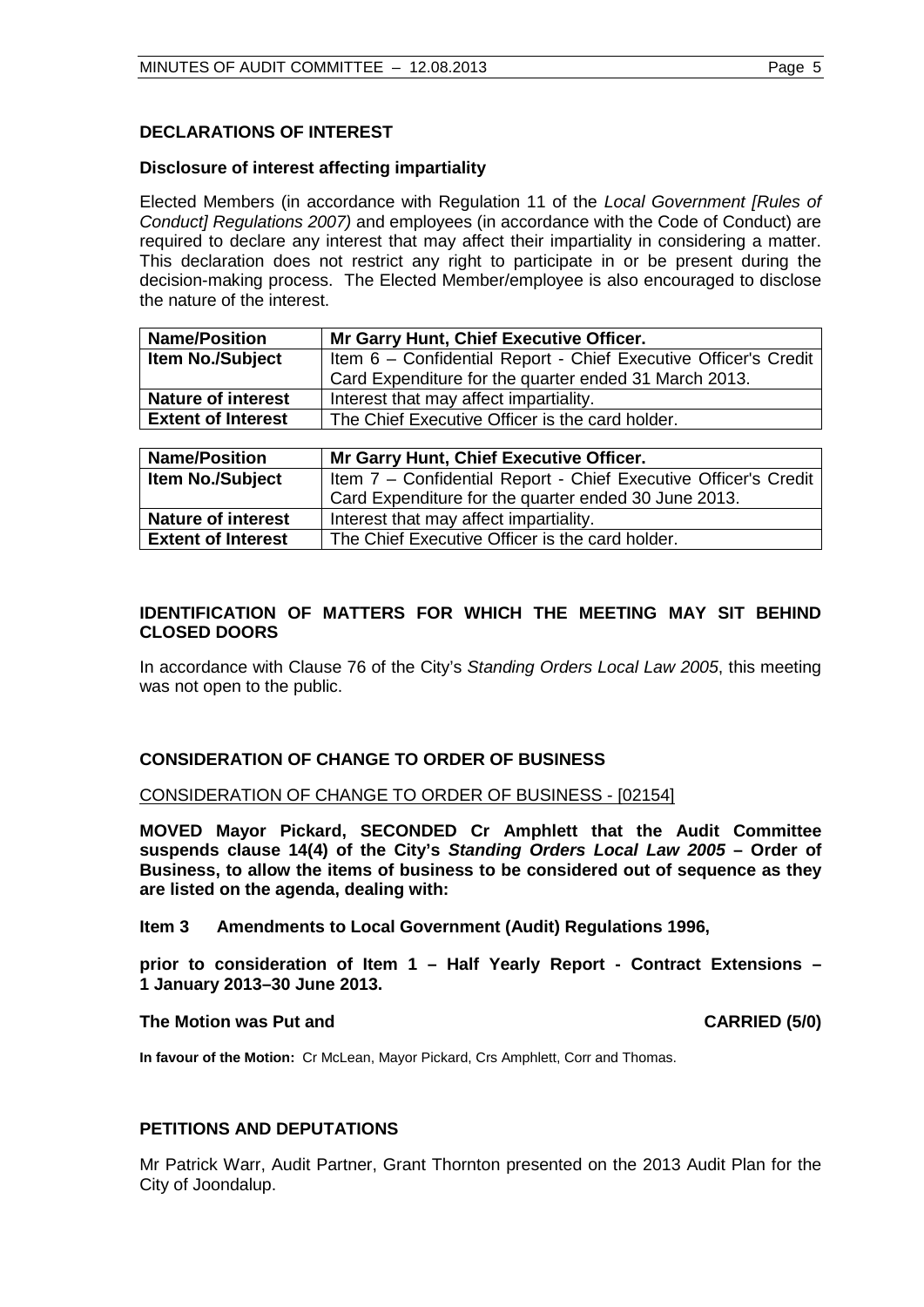## DECLARATIONS OF INTEREST

### Disclosure of interest affecting impartiality

Elected Members (in accordance with Regulation 11 of the *Local Government [Rules of Conduct] Regulations 2007)* and employees (in accordance with the Code of Conduct) are required to declare any interest that may affect their impartiality in considering a matter. This declaration does not restrict any right to participate in or be present during the decision-making process. The Elected Member/employee is also encouraged to disclose the nature of the interest.

| **Name/Position** | **Mr Garry Hunt, Chief Executive Officer.** |
|---|---|
| **Item No./Subject** | Item 6 – Confidential Report - Chief Executive Officer's Credit Card Expenditure for the quarter ended 31 March 2013. |
| **Nature of interest** | Interest that may affect impartiality. |
| **Extent of Interest** | The Chief Executive Officer is the card holder. |

| **Name/Position** | **Mr Garry Hunt, Chief Executive Officer.** |
|---|---|
| **Item No./Subject** | Item 7 – Confidential Report - Chief Executive Officer's Credit Card Expenditure for the quarter ended 30 June 2013. |
| **Nature of interest** | Interest that may affect impartiality. |
| **Extent of Interest** | The Chief Executive Officer is the card holder. |

## IDENTIFICATION OF MATTERS FOR WHICH THE MEETING MAY SIT BEHIND CLOSED DOORS

In accordance with Clause 76 of the City's *Standing Orders Local Law 2005*, this meeting was not open to the public.

## CONSIDERATION OF CHANGE TO ORDER OF BUSINESS

CONSIDERATION OF CHANGE TO ORDER OF BUSINESS - [02154]

**MOVED Mayor Pickard, SECONDED Cr Amphlett that the Audit Committee suspends clause 14(4) of the City's *Standing Orders Local Law 2005* – Order of Business, to allow the items of business to be considered out of sequence as they are listed on the agenda, dealing with:**

**Item 3 Amendments to Local Government (Audit) Regulations 1996,**

**prior to consideration of Item 1 – Half Yearly Report - Contract Extensions – 1 January 2013–30 June 2013.**

**The Motion was Put and CARRIED (5/0)**

**In favour of the Motion:** Cr McLean, Mayor Pickard, Crs Amphlett, Corr and Thomas.

## PETITIONS AND DEPUTATIONS

Mr Patrick Warr, Audit Partner, Grant Thornton presented on the 2013 Audit Plan for the City of Joondalup.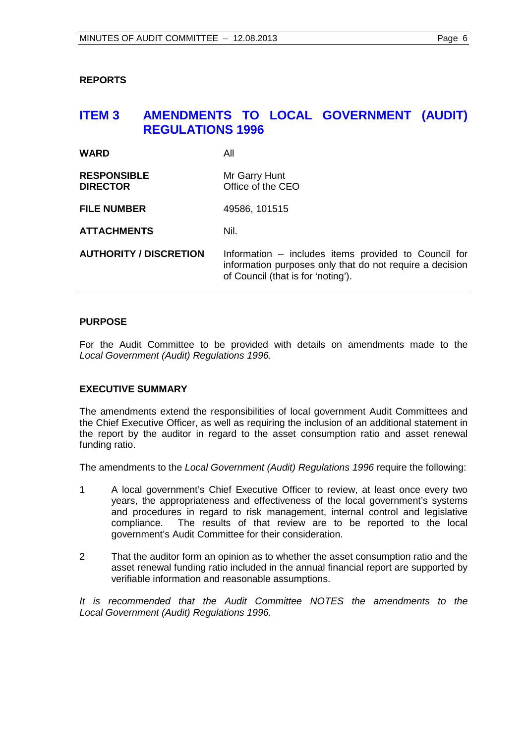**REPORTS**

## ITEM 3 AMENDMENTS TO LOCAL GOVERNMENT (AUDIT) REGULATIONS 1996

| | |
|---|---|
| **WARD** | All |
| **RESPONSIBLE DIRECTOR** | Mr Garry Hunt<br>Office of the CEO |
| **FILE NUMBER** | 49586, 101515 |
| **ATTACHMENTS** | Nil. |
| **AUTHORITY / DISCRETION** | Information – includes items provided to Council for information purposes only that do not require a decision of Council (that is for 'noting'). |

### PURPOSE

For the Audit Committee to be provided with details on amendments made to the *Local Government (Audit) Regulations 1996.*

### EXECUTIVE SUMMARY

The amendments extend the responsibilities of local government Audit Committees and the Chief Executive Officer, as well as requiring the inclusion of an additional statement in the report by the auditor in regard to the asset consumption ratio and asset renewal funding ratio.

The amendments to the *Local Government (Audit) Regulations 1996* require the following:

1. A local government's Chief Executive Officer to review, at least once every two years, the appropriateness and effectiveness of the local government's systems and procedures in regard to risk management, internal control and legislative compliance. The results of that review are to be reported to the local government's Audit Committee for their consideration.

2. That the auditor form an opinion as to whether the asset consumption ratio and the asset renewal funding ratio included in the annual financial report are supported by verifiable information and reasonable assumptions.

*It is recommended that the Audit Committee NOTES the amendments to the Local Government (Audit) Regulations 1996.*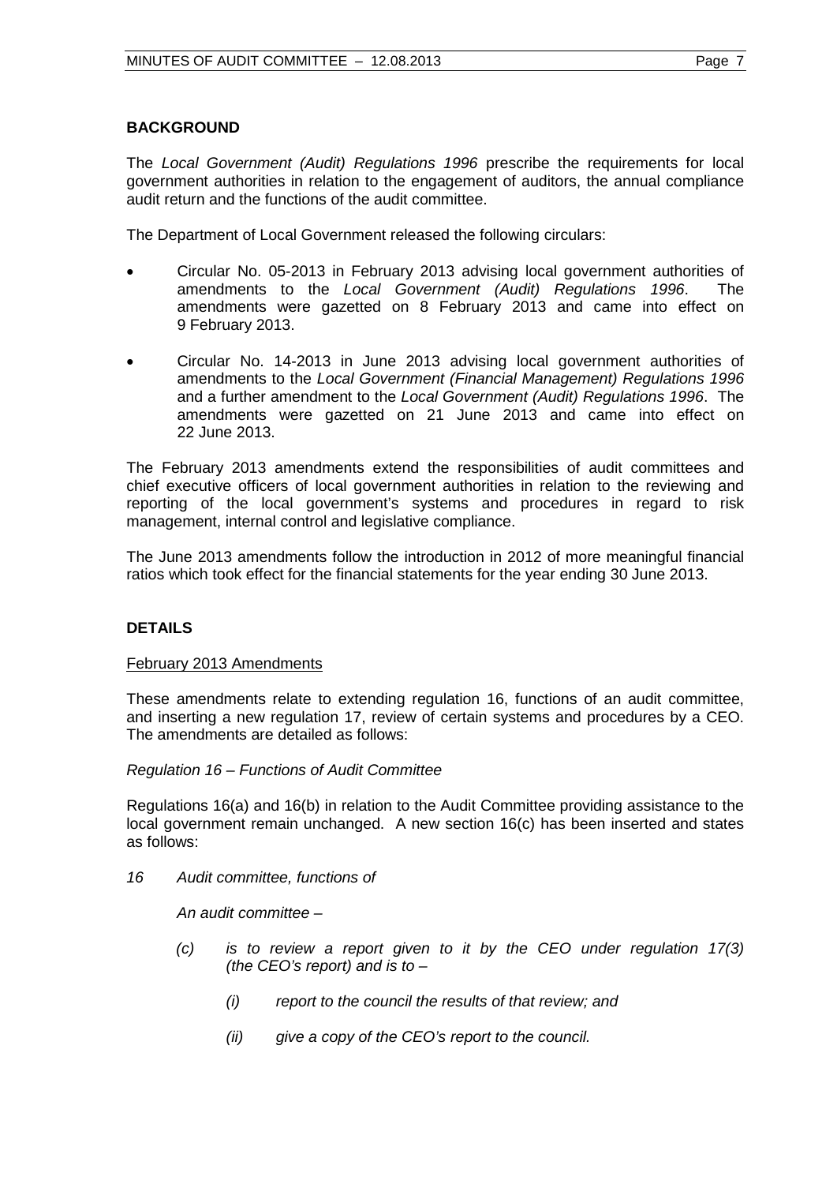## BACKGROUND

The *Local Government (Audit) Regulations 1996* prescribe the requirements for local government authorities in relation to the engagement of auditors, the annual compliance audit return and the functions of the audit committee.

The Department of Local Government released the following circulars:

- Circular No. 05-2013 in February 2013 advising local government authorities of amendments to the *Local Government (Audit) Regulations 1996*. The amendments were gazetted on 8 February 2013 and came into effect on 9 February 2013.
- Circular No. 14-2013 in June 2013 advising local government authorities of amendments to the *Local Government (Financial Management) Regulations 1996* and a further amendment to the *Local Government (Audit) Regulations 1996*. The amendments were gazetted on 21 June 2013 and came into effect on 22 June 2013.

The February 2013 amendments extend the responsibilities of audit committees and chief executive officers of local government authorities in relation to the reviewing and reporting of the local government's systems and procedures in regard to risk management, internal control and legislative compliance.

The June 2013 amendments follow the introduction in 2012 of more meaningful financial ratios which took effect for the financial statements for the year ending 30 June 2013.

## DETAILS

February 2013 Amendments

These amendments relate to extending regulation 16, functions of an audit committee, and inserting a new regulation 17, review of certain systems and procedures by a CEO. The amendments are detailed as follows:

*Regulation 16 – Functions of Audit Committee*

Regulations 16(a) and 16(b) in relation to the Audit Committee providing assistance to the local government remain unchanged. A new section 16(c) has been inserted and states as follows:

*16 Audit committee, functions of*

*An audit committee –*

*(c) is to review a report given to it by the CEO under regulation 17(3) (the CEO's report) and is to –*

*(i) report to the council the results of that review; and*

*(ii) give a copy of the CEO's report to the council.*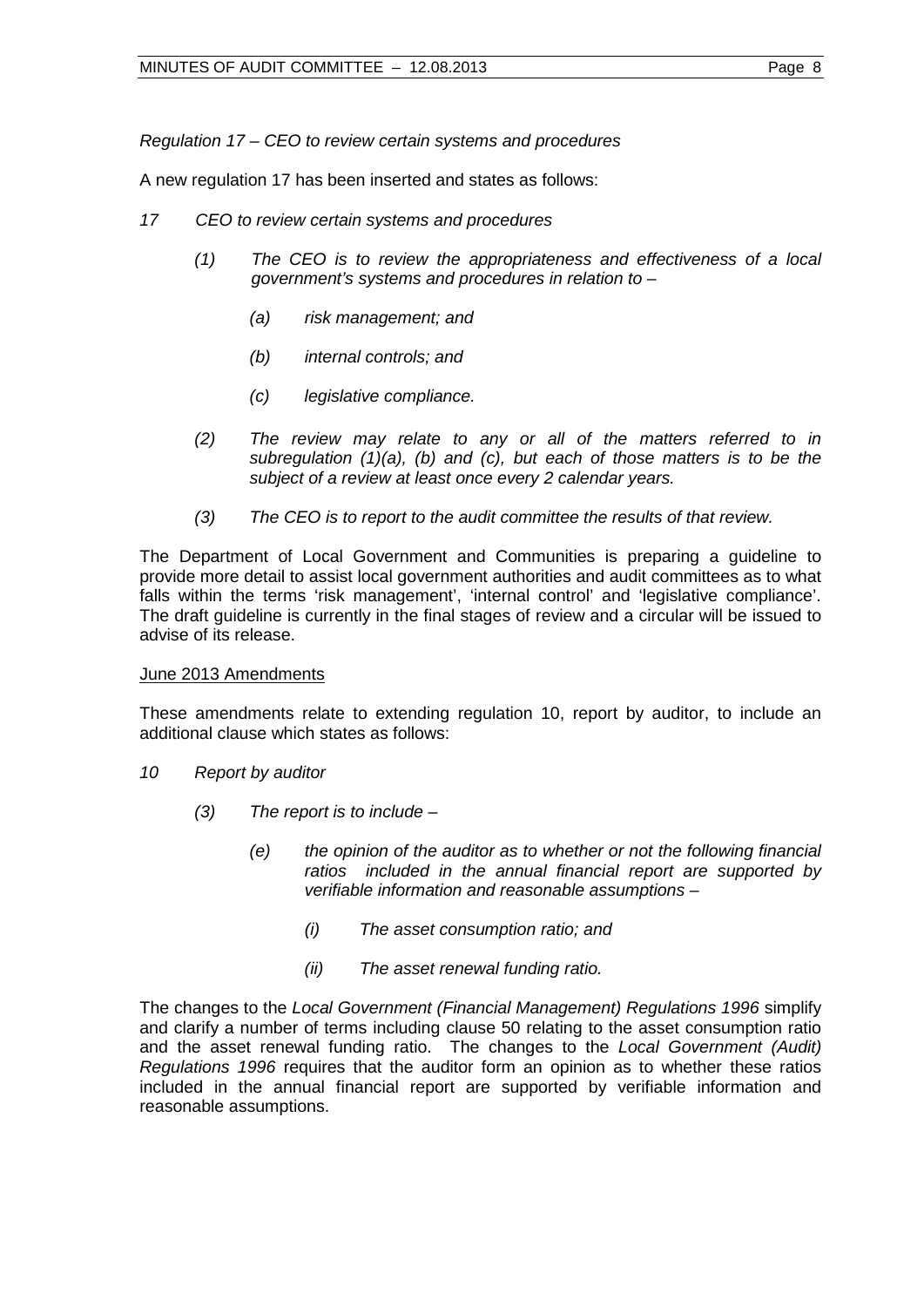*Regulation 17 – CEO to review certain systems and procedures*

A new regulation 17 has been inserted and states as follows:

*17 CEO to review certain systems and procedures*

*(1) The CEO is to review the appropriateness and effectiveness of a local government's systems and procedures in relation to –*

*(a) risk management; and*

*(b) internal controls; and*

*(c) legislative compliance.*

*(2) The review may relate to any or all of the matters referred to in subregulation (1)(a), (b) and (c), but each of those matters is to be the subject of a review at least once every 2 calendar years.*

*(3) The CEO is to report to the audit committee the results of that review.*

The Department of Local Government and Communities is preparing a guideline to provide more detail to assist local government authorities and audit committees as to what falls within the terms 'risk management', 'internal control' and 'legislative compliance'. The draft guideline is currently in the final stages of review and a circular will be issued to advise of its release.

<u>June 2013 Amendments</u>

These amendments relate to extending regulation 10, report by auditor, to include an additional clause which states as follows:

*10 Report by auditor*

*(3) The report is to include –*

*(e) the opinion of the auditor as to whether or not the following financial ratios included in the annual financial report are supported by verifiable information and reasonable assumptions –*

*(i) The asset consumption ratio; and*

*(ii) The asset renewal funding ratio.*

The changes to the *Local Government (Financial Management) Regulations 1996* simplify and clarify a number of terms including clause 50 relating to the asset consumption ratio and the asset renewal funding ratio. The changes to the *Local Government (Audit) Regulations 1996* requires that the auditor form an opinion as to whether these ratios included in the annual financial report are supported by verifiable information and reasonable assumptions.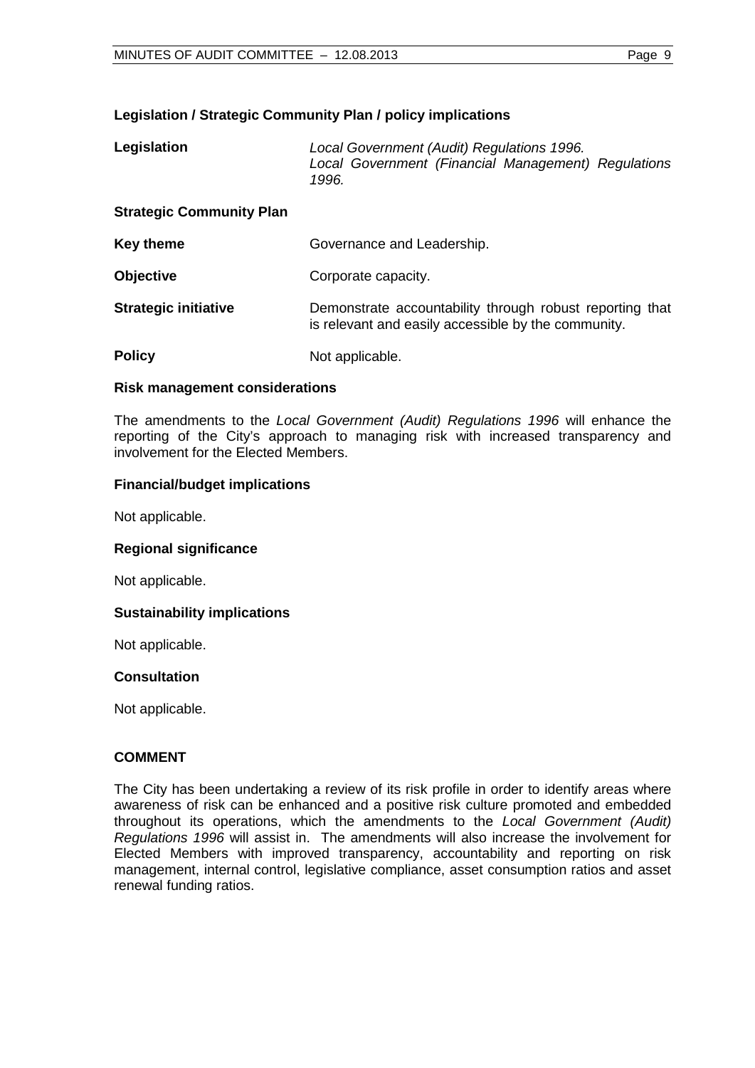### Legislation / Strategic Community Plan / policy implications

**Legislation** *Local Government (Audit) Regulations 1996.*
*Local Government (Financial Management) Regulations 1996.*

**Strategic Community Plan**

**Key theme** Governance and Leadership.

**Objective** Corporate capacity.

**Strategic initiative** Demonstrate accountability through robust reporting that is relevant and easily accessible by the community.

**Policy** Not applicable.

### Risk management considerations

The amendments to the *Local Government (Audit) Regulations 1996* will enhance the reporting of the City's approach to managing risk with increased transparency and involvement for the Elected Members.

### Financial/budget implications

Not applicable.

### Regional significance

Not applicable.

### Sustainability implications

Not applicable.

### Consultation

Not applicable.

## COMMENT

The City has been undertaking a review of its risk profile in order to identify areas where awareness of risk can be enhanced and a positive risk culture promoted and embedded throughout its operations, which the amendments to the *Local Government (Audit) Regulations 1996* will assist in. The amendments will also increase the involvement for Elected Members with improved transparency, accountability and reporting on risk management, internal control, legislative compliance, asset consumption ratios and asset renewal funding ratios.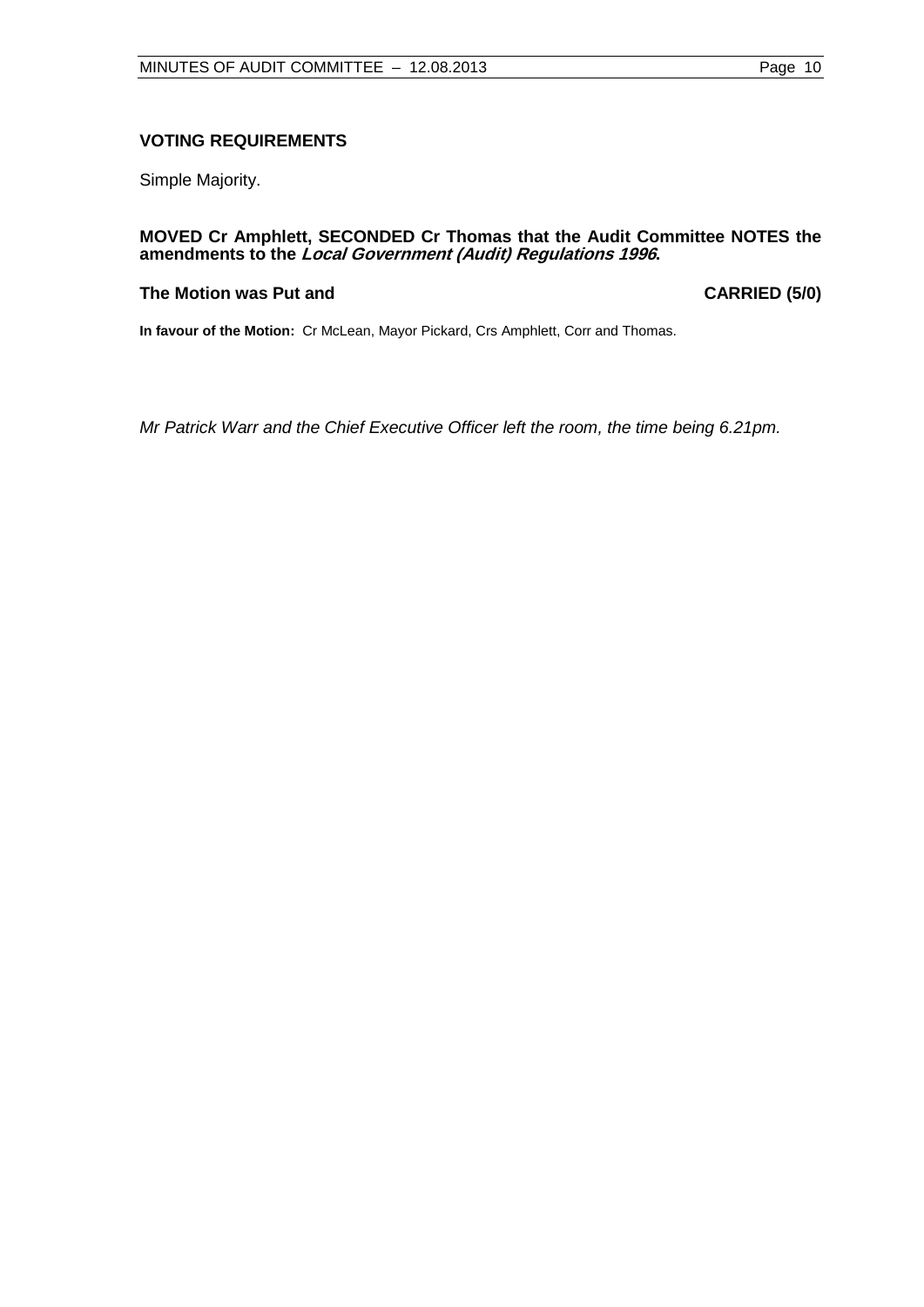### VOTING REQUIREMENTS

Simple Majority.

**MOVED Cr Amphlett, SECONDED Cr Thomas that the Audit Committee NOTES the amendments to the *Local Government (Audit) Regulations 1996*.**

**The Motion was Put and CARRIED (5/0)**

**In favour of the Motion:** Cr McLean, Mayor Pickard, Crs Amphlett, Corr and Thomas.

*Mr Patrick Warr and the Chief Executive Officer left the room, the time being 6.21pm.*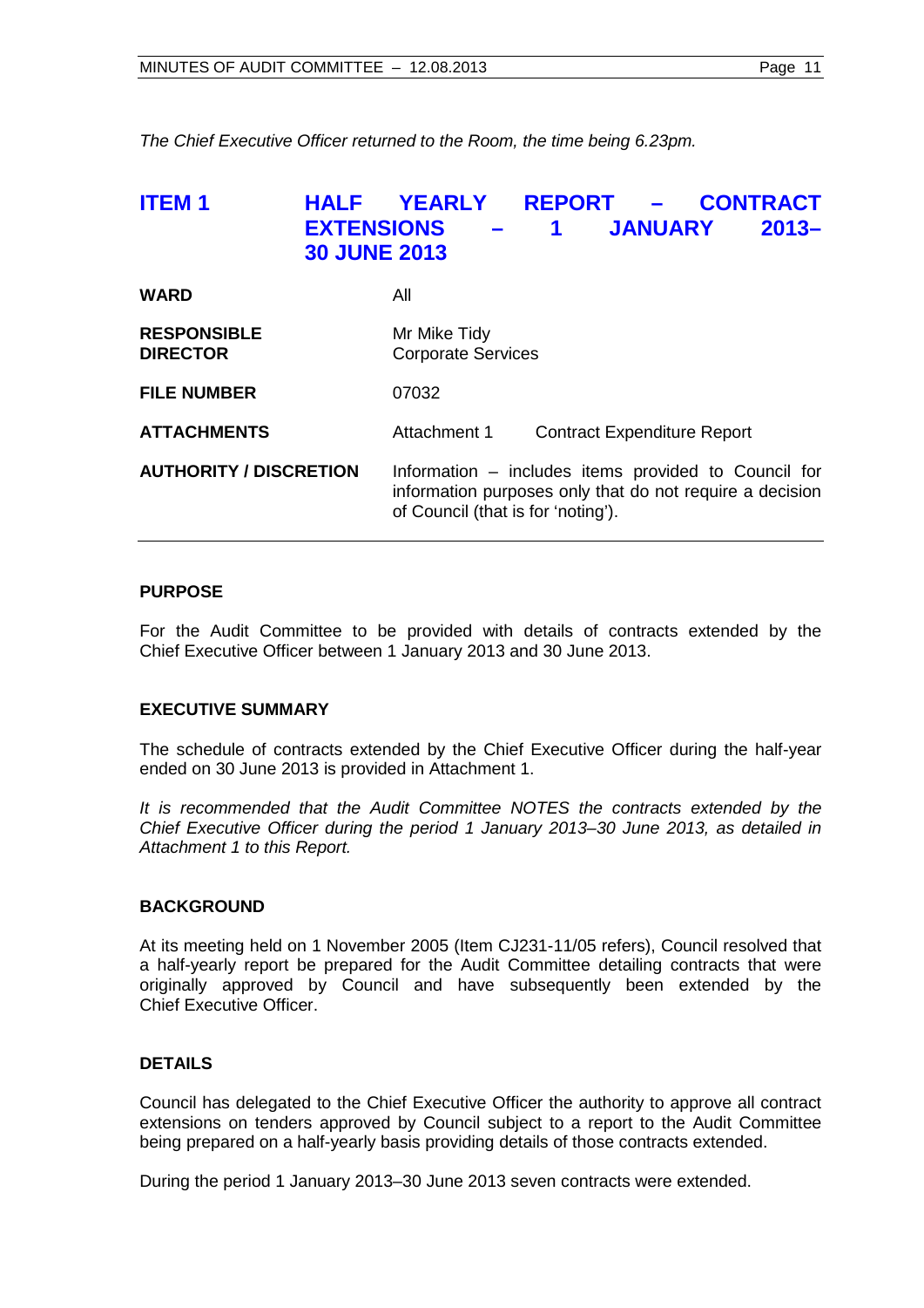*The Chief Executive Officer returned to the Room, the time being 6.23pm.*

## ITEM 1 HALF YEARLY REPORT – CONTRACT EXTENSIONS – 1 JANUARY 2013–30 JUNE 2013

| | |
|---|---|
| **WARD** | All |
| **RESPONSIBLE DIRECTOR** | Mr Mike Tidy<br>Corporate Services |
| **FILE NUMBER** | 07032 |
| **ATTACHMENTS** | Attachment 1 Contract Expenditure Report |
| **AUTHORITY / DISCRETION** | Information – includes items provided to Council for information purposes only that do not require a decision of Council (that is for 'noting'). |

### PURPOSE

For the Audit Committee to be provided with details of contracts extended by the Chief Executive Officer between 1 January 2013 and 30 June 2013.

### EXECUTIVE SUMMARY

The schedule of contracts extended by the Chief Executive Officer during the half-year ended on 30 June 2013 is provided in Attachment 1.

*It is recommended that the Audit Committee NOTES the contracts extended by the Chief Executive Officer during the period 1 January 2013–30 June 2013, as detailed in Attachment 1 to this Report.*

### BACKGROUND

At its meeting held on 1 November 2005 (Item CJ231-11/05 refers), Council resolved that a half-yearly report be prepared for the Audit Committee detailing contracts that were originally approved by Council and have subsequently been extended by the Chief Executive Officer.

### DETAILS

Council has delegated to the Chief Executive Officer the authority to approve all contract extensions on tenders approved by Council subject to a report to the Audit Committee being prepared on a half-yearly basis providing details of those contracts extended.

During the period 1 January 2013–30 June 2013 seven contracts were extended.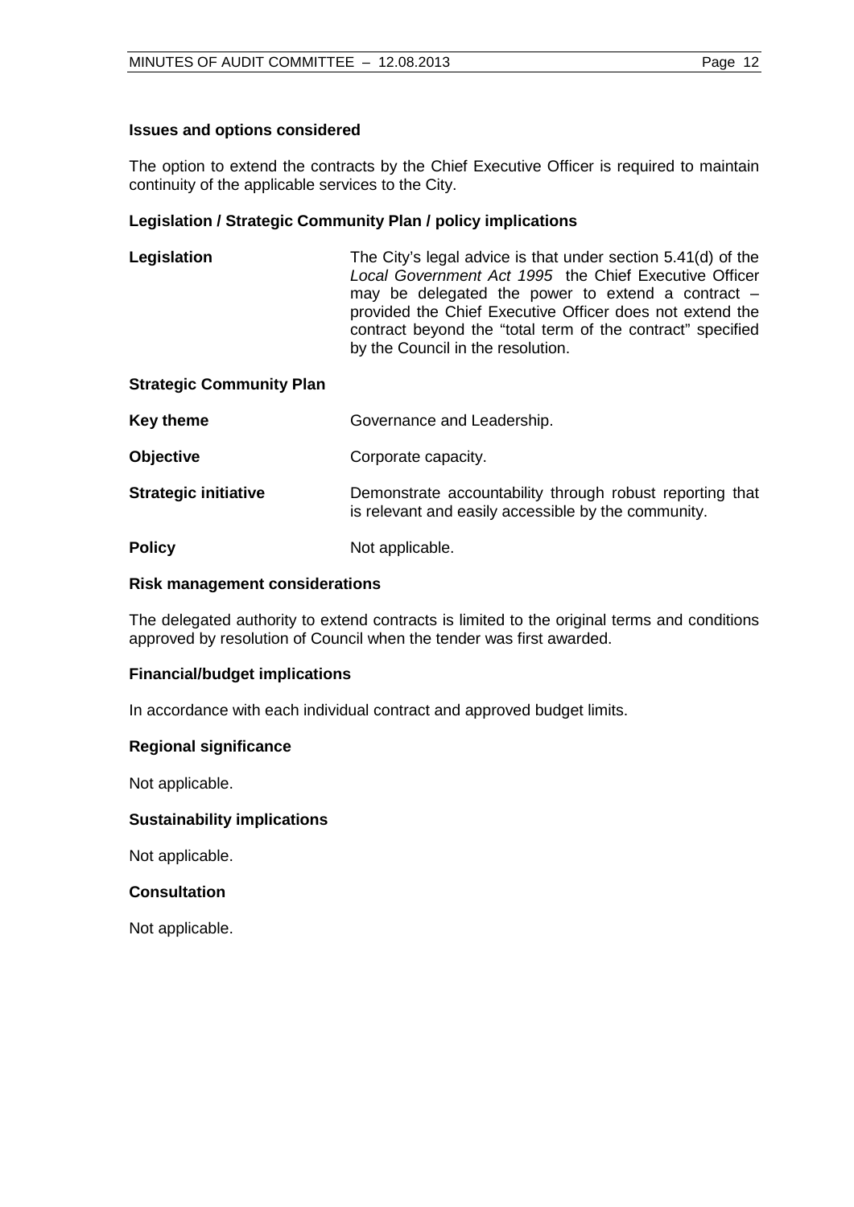**Issues and options considered**

The option to extend the contracts by the Chief Executive Officer is required to maintain continuity of the applicable services to the City.

**Legislation / Strategic Community Plan / policy implications**

**Legislation** The City's legal advice is that under section 5.41(d) of the *Local Government Act 1995* the Chief Executive Officer may be delegated the power to extend a contract – provided the Chief Executive Officer does not extend the contract beyond the "total term of the contract" specified by the Council in the resolution.

**Strategic Community Plan**

**Key theme** Governance and Leadership.

**Objective** Corporate capacity.

**Strategic initiative** Demonstrate accountability through robust reporting that is relevant and easily accessible by the community.

**Policy** Not applicable.

**Risk management considerations**

The delegated authority to extend contracts is limited to the original terms and conditions approved by resolution of Council when the tender was first awarded.

**Financial/budget implications**

In accordance with each individual contract and approved budget limits.

**Regional significance**

Not applicable.

**Sustainability implications**

Not applicable.

**Consultation**

Not applicable.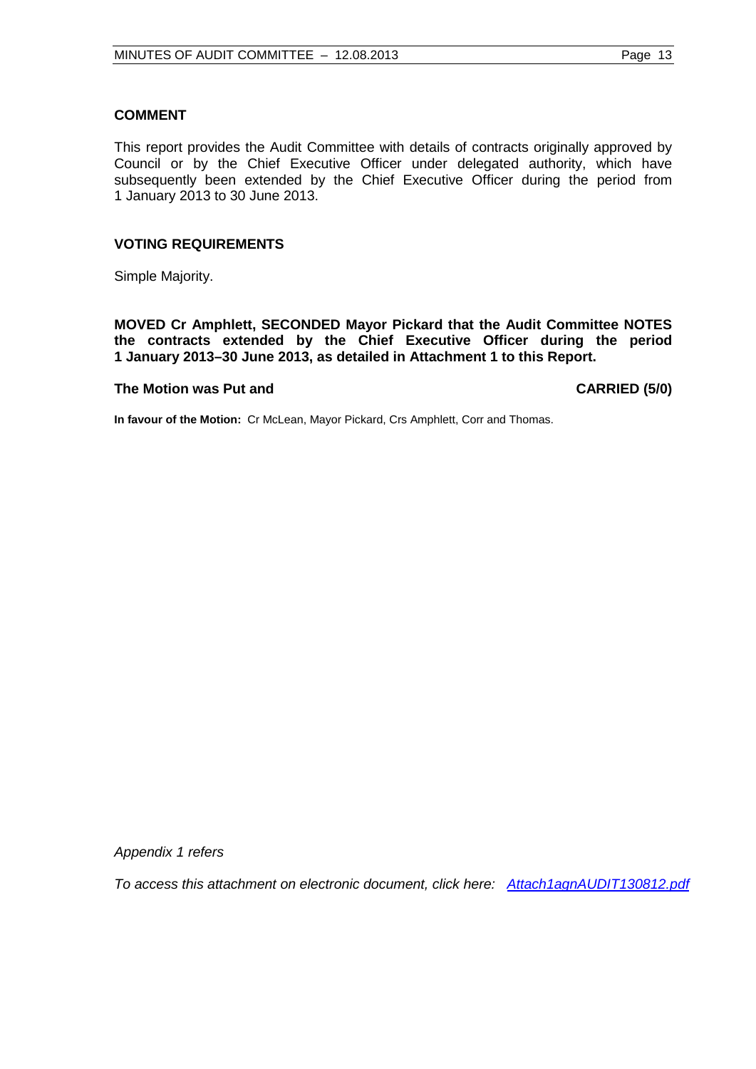## COMMENT

This report provides the Audit Committee with details of contracts originally approved by Council or by the Chief Executive Officer under delegated authority, which have subsequently been extended by the Chief Executive Officer during the period from 1 January 2013 to 30 June 2013.

## VOTING REQUIREMENTS

Simple Majority.

**MOVED Cr Amphlett, SECONDED Mayor Pickard that the Audit Committee NOTES the contracts extended by the Chief Executive Officer during the period 1 January 2013–30 June 2013, as detailed in Attachment 1 to this Report.**

**The Motion was Put and CARRIED (5/0)**

**In favour of the Motion:** Cr McLean, Mayor Pickard, Crs Amphlett, Corr and Thomas.

*Appendix 1 refers*

*To access this attachment on electronic document, click here: [Attach1agnAUDIT130812.pdf](Attach1agnAUDIT130812.pdf)*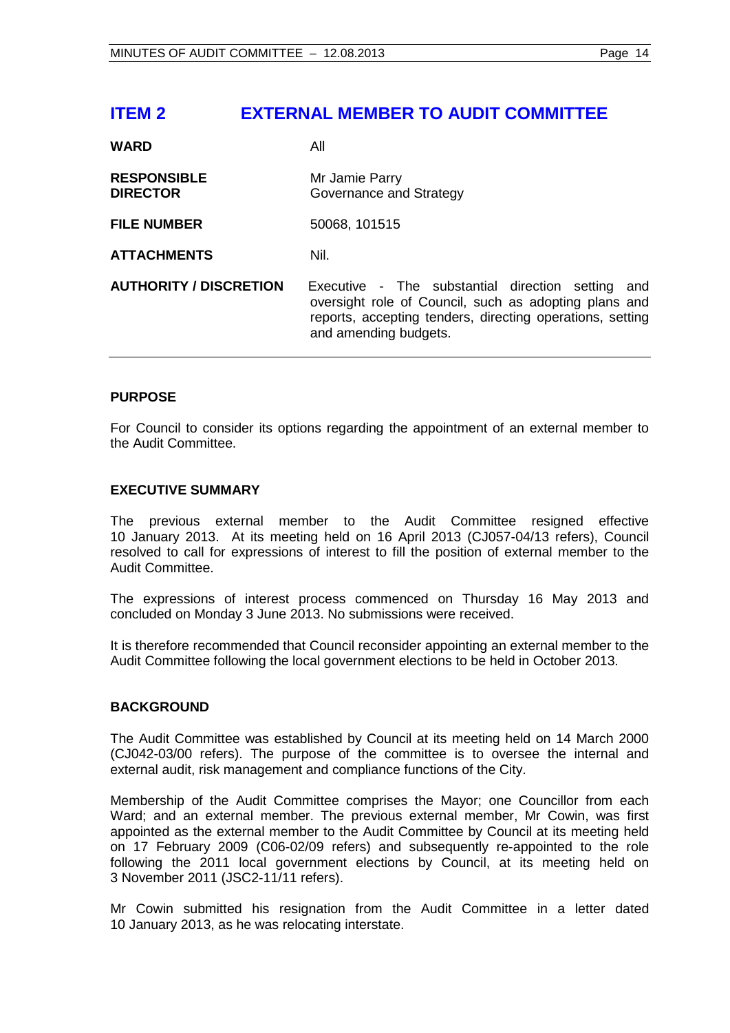## ITEM 2 EXTERNAL MEMBER TO AUDIT COMMITTEE

| | |
|---|---|
| **WARD** | All |
| **RESPONSIBLE DIRECTOR** | Mr Jamie Parry<br>Governance and Strategy |
| **FILE NUMBER** | 50068, 101515 |
| **ATTACHMENTS** | Nil. |
| **AUTHORITY / DISCRETION** | Executive - The substantial direction setting and oversight role of Council, such as adopting plans and reports, accepting tenders, directing operations, setting and amending budgets. |

### PURPOSE

For Council to consider its options regarding the appointment of an external member to the Audit Committee.

### EXECUTIVE SUMMARY

The previous external member to the Audit Committee resigned effective 10 January 2013. At its meeting held on 16 April 2013 (CJ057-04/13 refers), Council resolved to call for expressions of interest to fill the position of external member to the Audit Committee.

The expressions of interest process commenced on Thursday 16 May 2013 and concluded on Monday 3 June 2013. No submissions were received.

It is therefore recommended that Council reconsider appointing an external member to the Audit Committee following the local government elections to be held in October 2013.

### BACKGROUND

The Audit Committee was established by Council at its meeting held on 14 March 2000 (CJ042-03/00 refers). The purpose of the committee is to oversee the internal and external audit, risk management and compliance functions of the City.

Membership of the Audit Committee comprises the Mayor; one Councillor from each Ward; and an external member. The previous external member, Mr Cowin, was first appointed as the external member to the Audit Committee by Council at its meeting held on 17 February 2009 (C06-02/09 refers) and subsequently re-appointed to the role following the 2011 local government elections by Council, at its meeting held on 3 November 2011 (JSC2-11/11 refers).

Mr Cowin submitted his resignation from the Audit Committee in a letter dated 10 January 2013, as he was relocating interstate.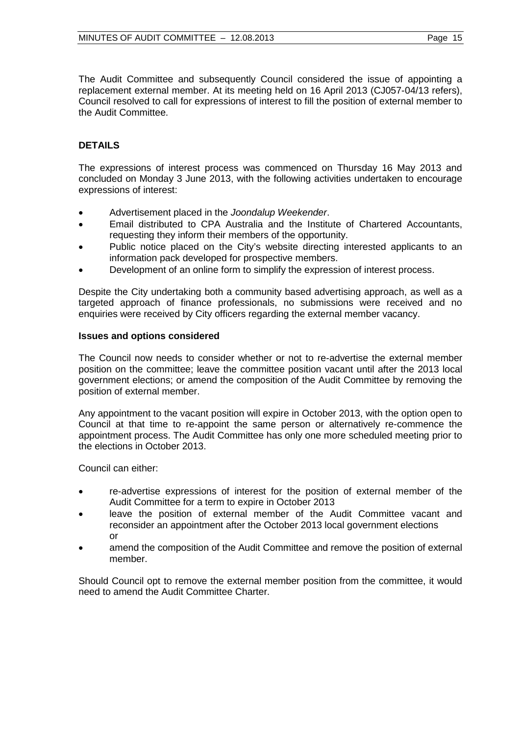The Audit Committee and subsequently Council considered the issue of appointing a replacement external member. At its meeting held on 16 April 2013 (CJ057-04/13 refers), Council resolved to call for expressions of interest to fill the position of external member to the Audit Committee.

## DETAILS

The expressions of interest process was commenced on Thursday 16 May 2013 and concluded on Monday 3 June 2013, with the following activities undertaken to encourage expressions of interest:

- Advertisement placed in the *Joondalup Weekender*.
- Email distributed to CPA Australia and the Institute of Chartered Accountants, requesting they inform their members of the opportunity.
- Public notice placed on the City's website directing interested applicants to an information pack developed for prospective members.
- Development of an online form to simplify the expression of interest process.

Despite the City undertaking both a community based advertising approach, as well as a targeted approach of finance professionals, no submissions were received and no enquiries were received by City officers regarding the external member vacancy.

### Issues and options considered

The Council now needs to consider whether or not to re-advertise the external member position on the committee; leave the committee position vacant until after the 2013 local government elections; or amend the composition of the Audit Committee by removing the position of external member.

Any appointment to the vacant position will expire in October 2013, with the option open to Council at that time to re-appoint the same person or alternatively re-commence the appointment process. The Audit Committee has only one more scheduled meeting prior to the elections in October 2013.

Council can either:

- re-advertise expressions of interest for the position of external member of the Audit Committee for a term to expire in October 2013
- leave the position of external member of the Audit Committee vacant and reconsider an appointment after the October 2013 local government elections  
  or
- amend the composition of the Audit Committee and remove the position of external member.

Should Council opt to remove the external member position from the committee, it would need to amend the Audit Committee Charter.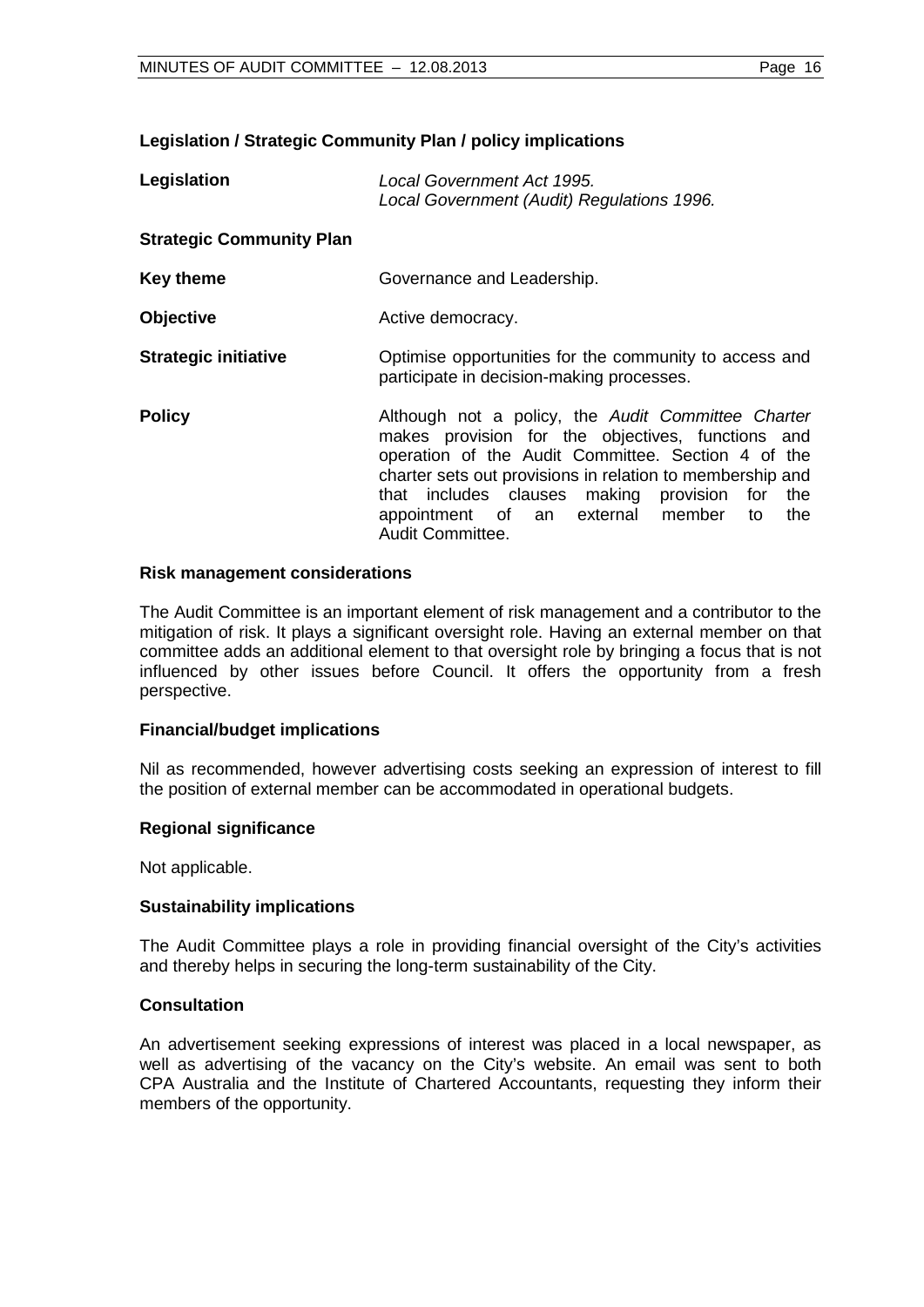**Legislation / Strategic Community Plan / policy implications**

**Legislation** *Local Government Act 1995.*
*Local Government (Audit) Regulations 1996.*

**Strategic Community Plan**

**Key theme** Governance and Leadership.

**Objective** Active democracy.

**Strategic initiative** Optimise opportunities for the community to access and participate in decision-making processes.

**Policy** Although not a policy, the *Audit Committee Charter* makes provision for the objectives, functions and operation of the Audit Committee. Section 4 of the charter sets out provisions in relation to membership and that includes clauses making provision for the appointment of an external member to the Audit Committee.

**Risk management considerations**

The Audit Committee is an important element of risk management and a contributor to the mitigation of risk. It plays a significant oversight role. Having an external member on that committee adds an additional element to that oversight role by bringing a focus that is not influenced by other issues before Council. It offers the opportunity from a fresh perspective.

**Financial/budget implications**

Nil as recommended, however advertising costs seeking an expression of interest to fill the position of external member can be accommodated in operational budgets.

**Regional significance**

Not applicable.

**Sustainability implications**

The Audit Committee plays a role in providing financial oversight of the City's activities and thereby helps in securing the long-term sustainability of the City.

**Consultation**

An advertisement seeking expressions of interest was placed in a local newspaper, as well as advertising of the vacancy on the City's website. An email was sent to both CPA Australia and the Institute of Chartered Accountants, requesting they inform their members of the opportunity.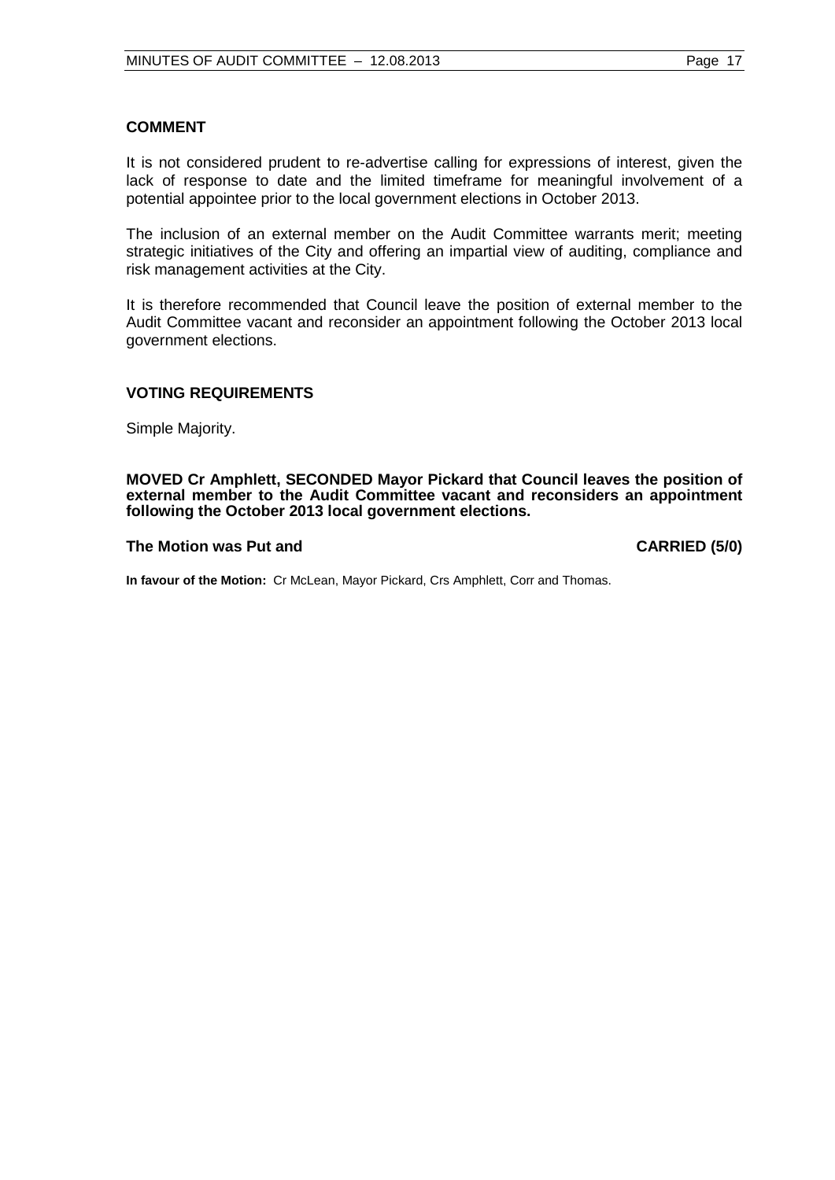## COMMENT

It is not considered prudent to re-advertise calling for expressions of interest, given the lack of response to date and the limited timeframe for meaningful involvement of a potential appointee prior to the local government elections in October 2013.

The inclusion of an external member on the Audit Committee warrants merit; meeting strategic initiatives of the City and offering an impartial view of auditing, compliance and risk management activities at the City.

It is therefore recommended that Council leave the position of external member to the Audit Committee vacant and reconsider an appointment following the October 2013 local government elections.

## VOTING REQUIREMENTS

Simple Majority.

**MOVED Cr Amphlett, SECONDED Mayor Pickard that Council leaves the position of external member to the Audit Committee vacant and reconsiders an appointment following the October 2013 local government elections.**

**The Motion was Put and CARRIED (5/0)**

**In favour of the Motion:** Cr McLean, Mayor Pickard, Crs Amphlett, Corr and Thomas.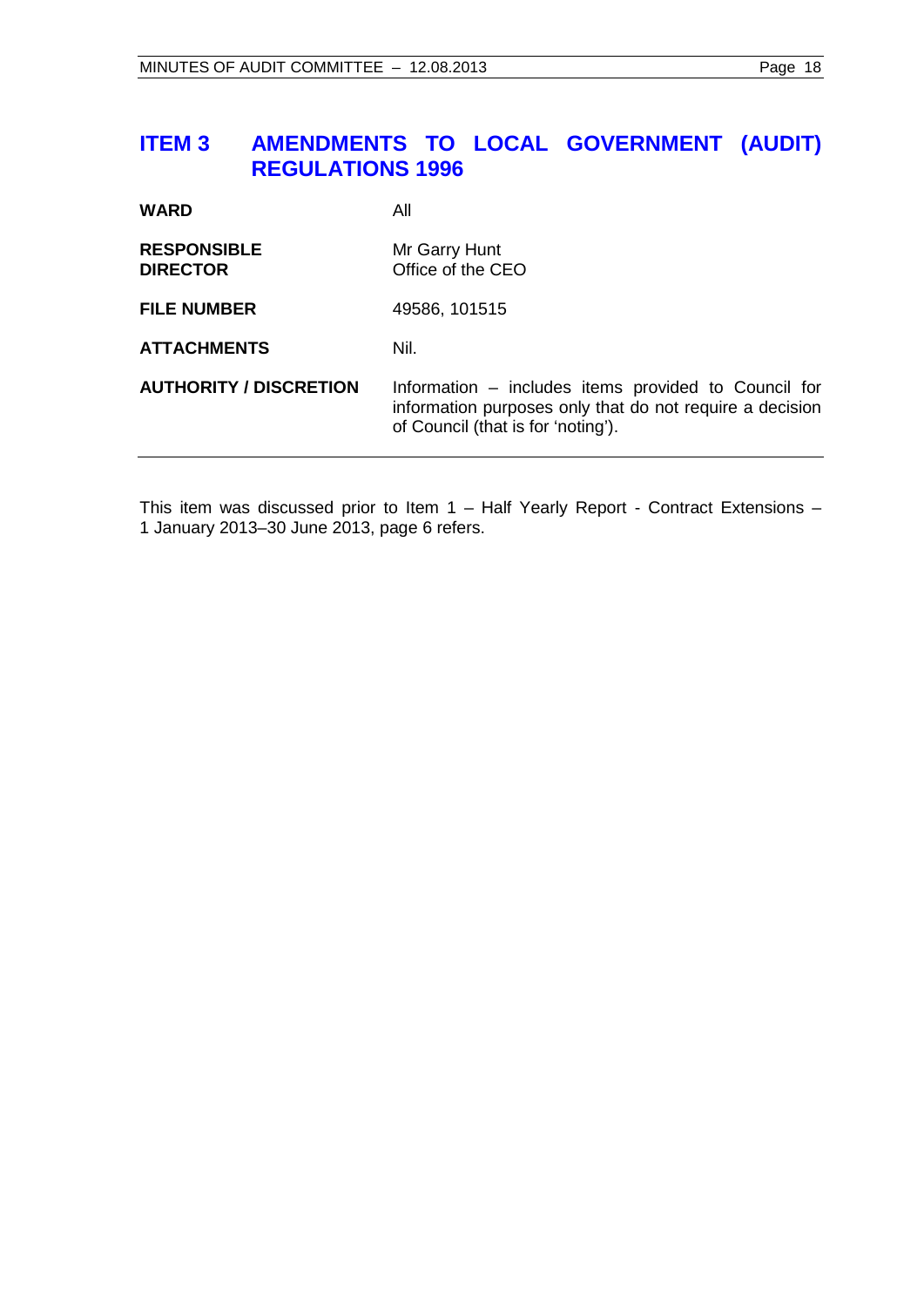## ITEM 3 AMENDMENTS TO LOCAL GOVERNMENT (AUDIT) REGULATIONS 1996

| | |
|---|---|
| **WARD** | All |
| **RESPONSIBLE DIRECTOR** | Mr Garry Hunt<br>Office of the CEO |
| **FILE NUMBER** | 49586, 101515 |
| **ATTACHMENTS** | Nil. |
| **AUTHORITY / DISCRETION** | Information – includes items provided to Council for information purposes only that do not require a decision of Council (that is for 'noting'). |

This item was discussed prior to Item 1 – Half Yearly Report - Contract Extensions – 1 January 2013–30 June 2013, page 6 refers.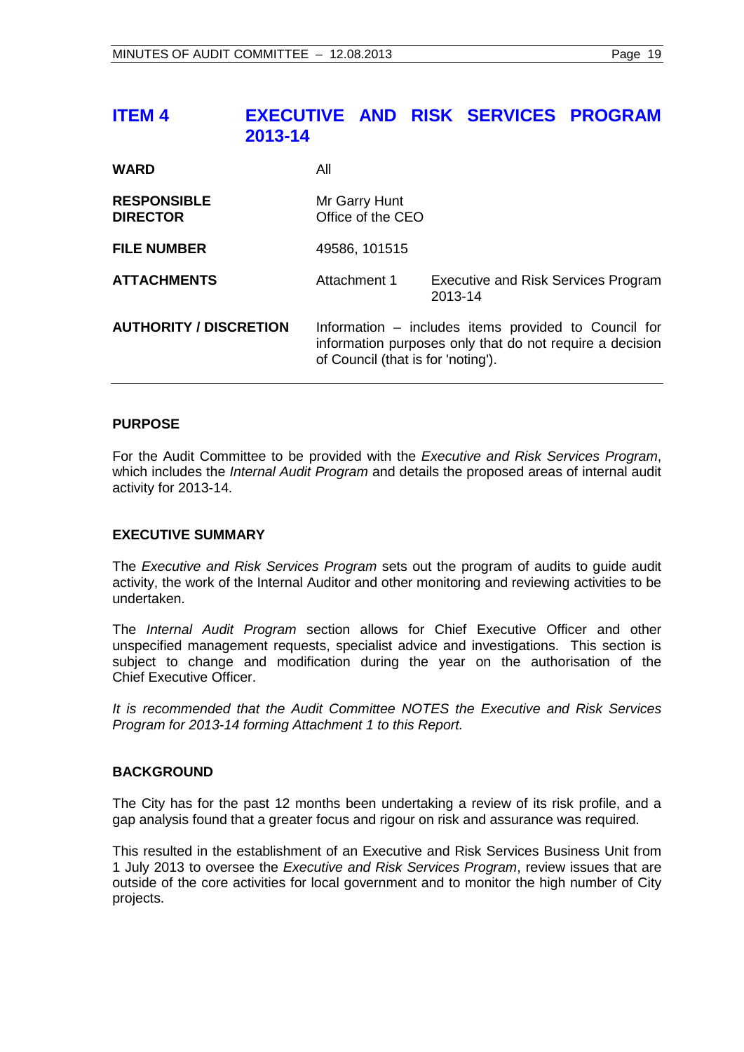# ITEM 4 EXECUTIVE AND RISK SERVICES PROGRAM 2013-14

| | | |
|---|---|---|
| **WARD** | All | |
| **RESPONSIBLE DIRECTOR** | Mr Garry Hunt<br>Office of the CEO | |
| **FILE NUMBER** | 49586, 101515 | |
| **ATTACHMENTS** | Attachment 1 | Executive and Risk Services Program 2013-14 |
| **AUTHORITY / DISCRETION** | Information – includes items provided to Council for information purposes only that do not require a decision of Council (that is for 'noting'). | |

## PURPOSE

For the Audit Committee to be provided with the *Executive and Risk Services Program*, which includes the *Internal Audit Program* and details the proposed areas of internal audit activity for 2013-14.

## EXECUTIVE SUMMARY

The *Executive and Risk Services Program* sets out the program of audits to guide audit activity, the work of the Internal Auditor and other monitoring and reviewing activities to be undertaken.

The *Internal Audit Program* section allows for Chief Executive Officer and other unspecified management requests, specialist advice and investigations. This section is subject to change and modification during the year on the authorisation of the Chief Executive Officer.

*It is recommended that the Audit Committee NOTES the Executive and Risk Services Program for 2013-14 forming Attachment 1 to this Report.*

## BACKGROUND

The City has for the past 12 months been undertaking a review of its risk profile, and a gap analysis found that a greater focus and rigour on risk and assurance was required.

This resulted in the establishment of an Executive and Risk Services Business Unit from 1 July 2013 to oversee the *Executive and Risk Services Program*, review issues that are outside of the core activities for local government and to monitor the high number of City projects.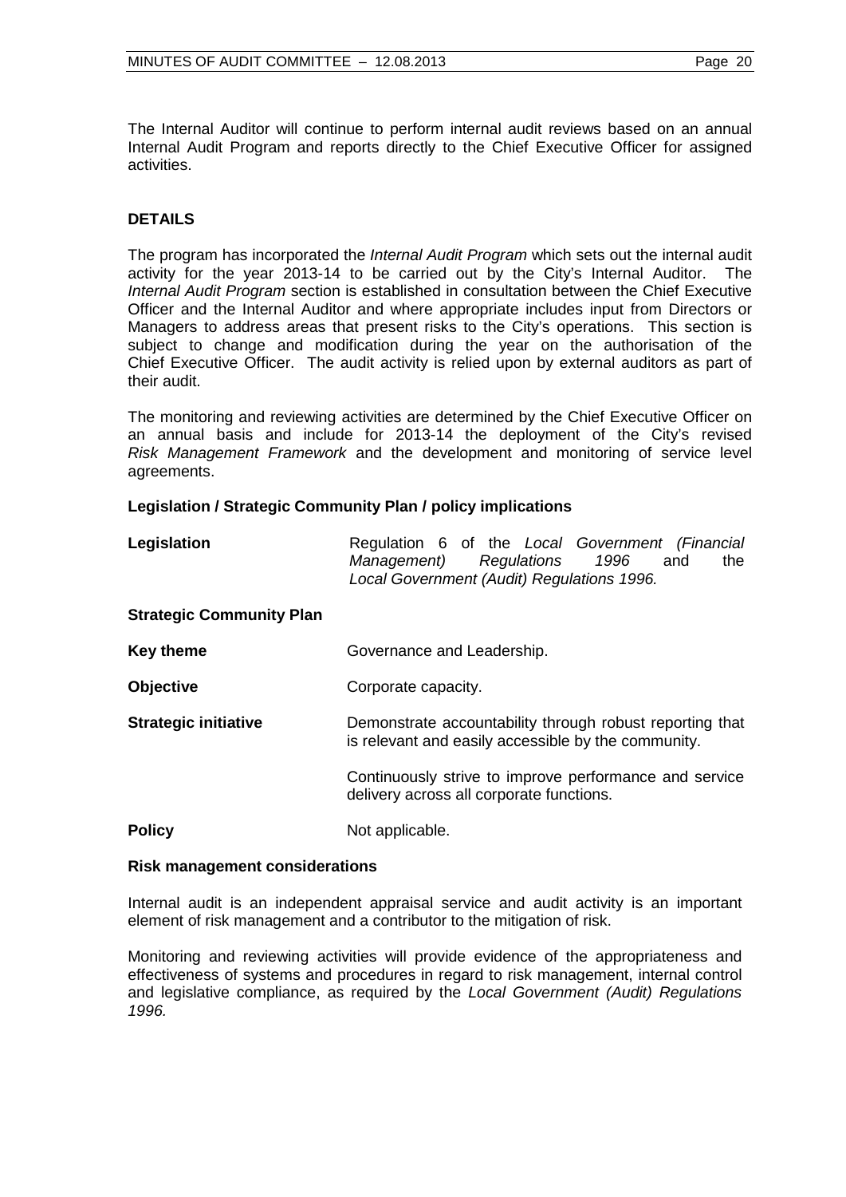The Internal Auditor will continue to perform internal audit reviews based on an annual Internal Audit Program and reports directly to the Chief Executive Officer for assigned activities.

## DETAILS

The program has incorporated the *Internal Audit Program* which sets out the internal audit activity for the year 2013-14 to be carried out by the City's Internal Auditor. The *Internal Audit Program* section is established in consultation between the Chief Executive Officer and the Internal Auditor and where appropriate includes input from Directors or Managers to address areas that present risks to the City's operations. This section is subject to change and modification during the year on the authorisation of the Chief Executive Officer. The audit activity is relied upon by external auditors as part of their audit.

The monitoring and reviewing activities are determined by the Chief Executive Officer on an annual basis and include for 2013-14 the deployment of the City's revised *Risk Management Framework* and the development and monitoring of service level agreements.

### Legislation / Strategic Community Plan / policy implications

**Legislation** Regulation 6 of the *Local Government (Financial Management) Regulations 1996* and the *Local Government (Audit) Regulations 1996.*

**Strategic Community Plan**

**Key theme** Governance and Leadership.

**Objective** Corporate capacity.

**Strategic initiative** Demonstrate accountability through robust reporting that is relevant and easily accessible by the community.

Continuously strive to improve performance and service delivery across all corporate functions.

**Policy** Not applicable.

### Risk management considerations

Internal audit is an independent appraisal service and audit activity is an important element of risk management and a contributor to the mitigation of risk.

Monitoring and reviewing activities will provide evidence of the appropriateness and effectiveness of systems and procedures in regard to risk management, internal control and legislative compliance, as required by the *Local Government (Audit) Regulations 1996.*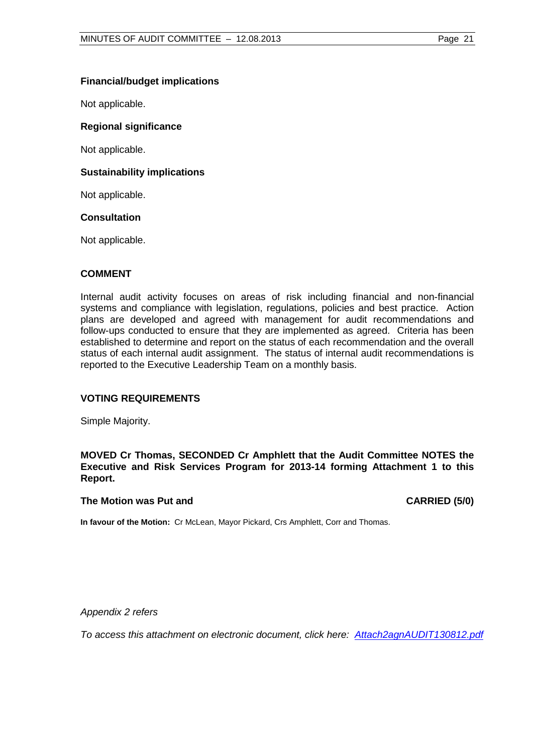**Financial/budget implications**

Not applicable.

**Regional significance**

Not applicable.

**Sustainability implications**

Not applicable.

**Consultation**

Not applicable.

## COMMENT

Internal audit activity focuses on areas of risk including financial and non-financial systems and compliance with legislation, regulations, policies and best practice. Action plans are developed and agreed with management for audit recommendations and follow-ups conducted to ensure that they are implemented as agreed. Criteria has been established to determine and report on the status of each recommendation and the overall status of each internal audit assignment. The status of internal audit recommendations is reported to the Executive Leadership Team on a monthly basis.

## VOTING REQUIREMENTS

Simple Majority.

**MOVED Cr Thomas, SECONDED Cr Amphlett that the Audit Committee NOTES the Executive and Risk Services Program for 2013-14 forming Attachment 1 to this Report.**

**The Motion was Put and CARRIED (5/0)**

**In favour of the Motion:** Cr McLean, Mayor Pickard, Crs Amphlett, Corr and Thomas.

*Appendix 2 refers*

*To access this attachment on electronic document, click here: Attach2agnAUDIT130812.pdf*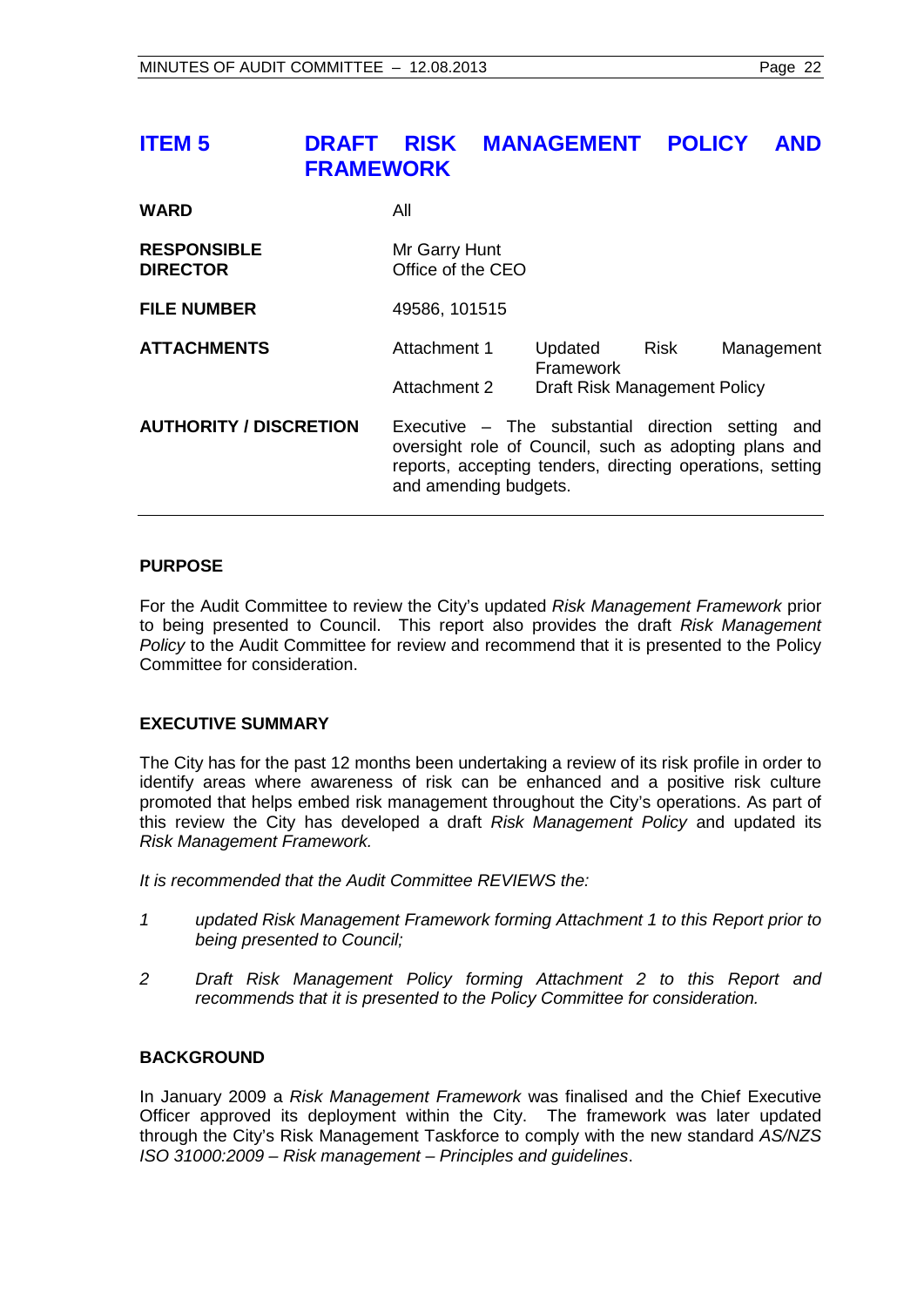## ITEM 5 DRAFT RISK MANAGEMENT POLICY AND FRAMEWORK

| | |
|---|---|
| **WARD** | All |
| **RESPONSIBLE DIRECTOR** | Mr Garry Hunt<br>Office of the CEO |
| **FILE NUMBER** | 49586, 101515 |
| **ATTACHMENTS** | Attachment 1 Updated Risk Management Framework<br>Attachment 2 Draft Risk Management Policy |
| **AUTHORITY / DISCRETION** | Executive – The substantial direction setting and oversight role of Council, such as adopting plans and reports, accepting tenders, directing operations, setting and amending budgets. |

### PURPOSE

For the Audit Committee to review the City's updated *Risk Management Framework* prior to being presented to Council. This report also provides the draft *Risk Management Policy* to the Audit Committee for review and recommend that it is presented to the Policy Committee for consideration.

### EXECUTIVE SUMMARY

The City has for the past 12 months been undertaking a review of its risk profile in order to identify areas where awareness of risk can be enhanced and a positive risk culture promoted that helps embed risk management throughout the City's operations. As part of this review the City has developed a draft *Risk Management Policy* and updated its *Risk Management Framework.*

*It is recommended that the Audit Committee REVIEWS the:*

1. *updated Risk Management Framework forming Attachment 1 to this Report prior to being presented to Council;*
2. *Draft Risk Management Policy forming Attachment 2 to this Report and recommends that it is presented to the Policy Committee for consideration.*

### BACKGROUND

In January 2009 a *Risk Management Framework* was finalised and the Chief Executive Officer approved its deployment within the City. The framework was later updated through the City's Risk Management Taskforce to comply with the new standard *AS/NZS ISO 31000:2009 – Risk management – Principles and guidelines*.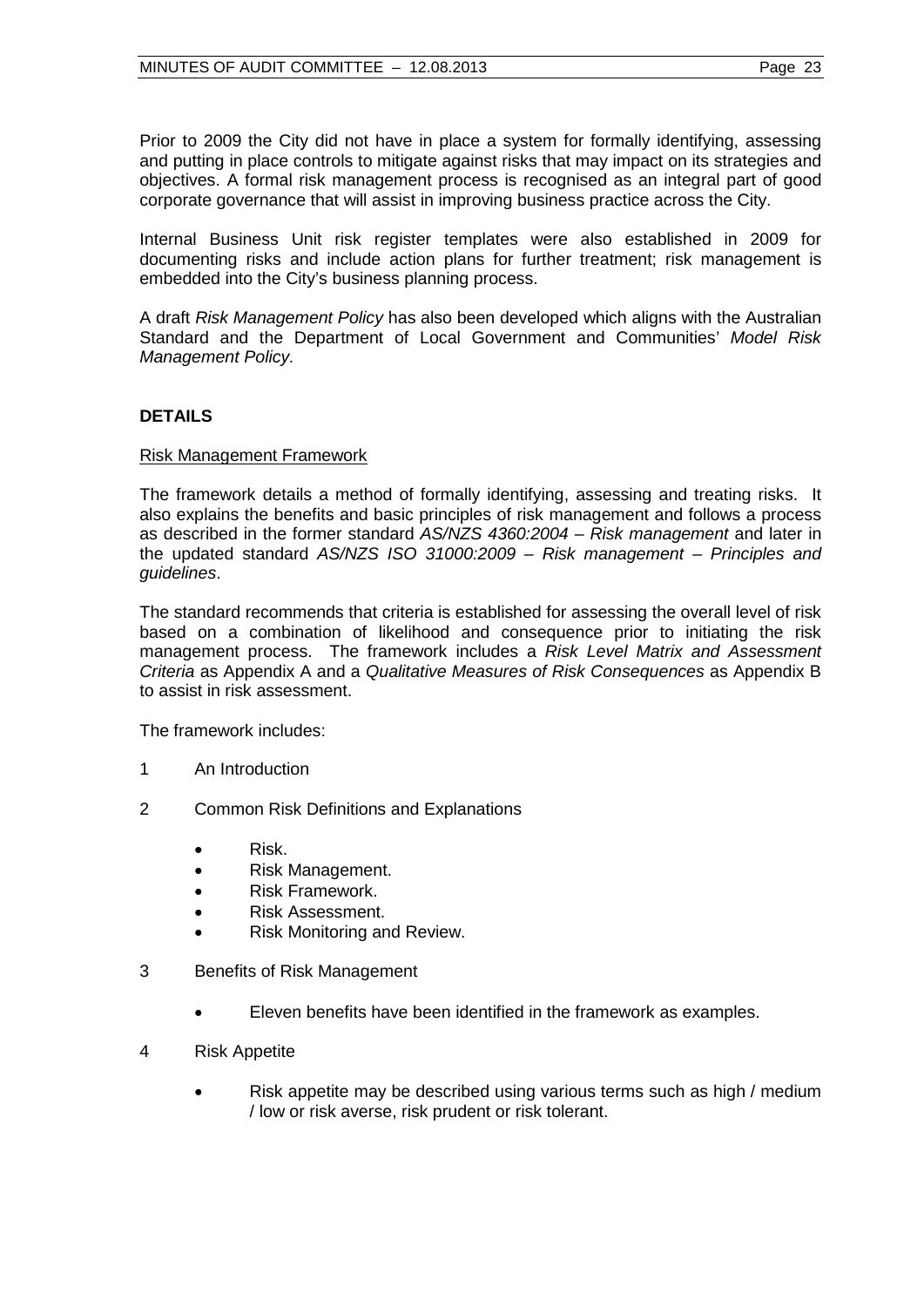Prior to 2009 the City did not have in place a system for formally identifying, assessing and putting in place controls to mitigate against risks that may impact on its strategies and objectives. A formal risk management process is recognised as an integral part of good corporate governance that will assist in improving business practice across the City.

Internal Business Unit risk register templates were also established in 2009 for documenting risks and include action plans for further treatment; risk management is embedded into the City's business planning process.

A draft *Risk Management Policy* has also been developed which aligns with the Australian Standard and the Department of Local Government and Communities' *Model Risk Management Policy.*

## DETAILS

Risk Management Framework

The framework details a method of formally identifying, assessing and treating risks. It also explains the benefits and basic principles of risk management and follows a process as described in the former standard *AS/NZS 4360:2004 – Risk management* and later in the updated standard *AS/NZS ISO 31000:2009 – Risk management – Principles and guidelines*.

The standard recommends that criteria is established for assessing the overall level of risk based on a combination of likelihood and consequence prior to initiating the risk management process. The framework includes a *Risk Level Matrix and Assessment Criteria* as Appendix A and a *Qualitative Measures of Risk Consequences* as Appendix B to assist in risk assessment.

The framework includes:

1 An Introduction

2 Common Risk Definitions and Explanations

- Risk.
- Risk Management.
- Risk Framework.
- Risk Assessment.
- Risk Monitoring and Review.

3 Benefits of Risk Management

- Eleven benefits have been identified in the framework as examples.

4 Risk Appetite

- Risk appetite may be described using various terms such as high / medium / low or risk averse, risk prudent or risk tolerant.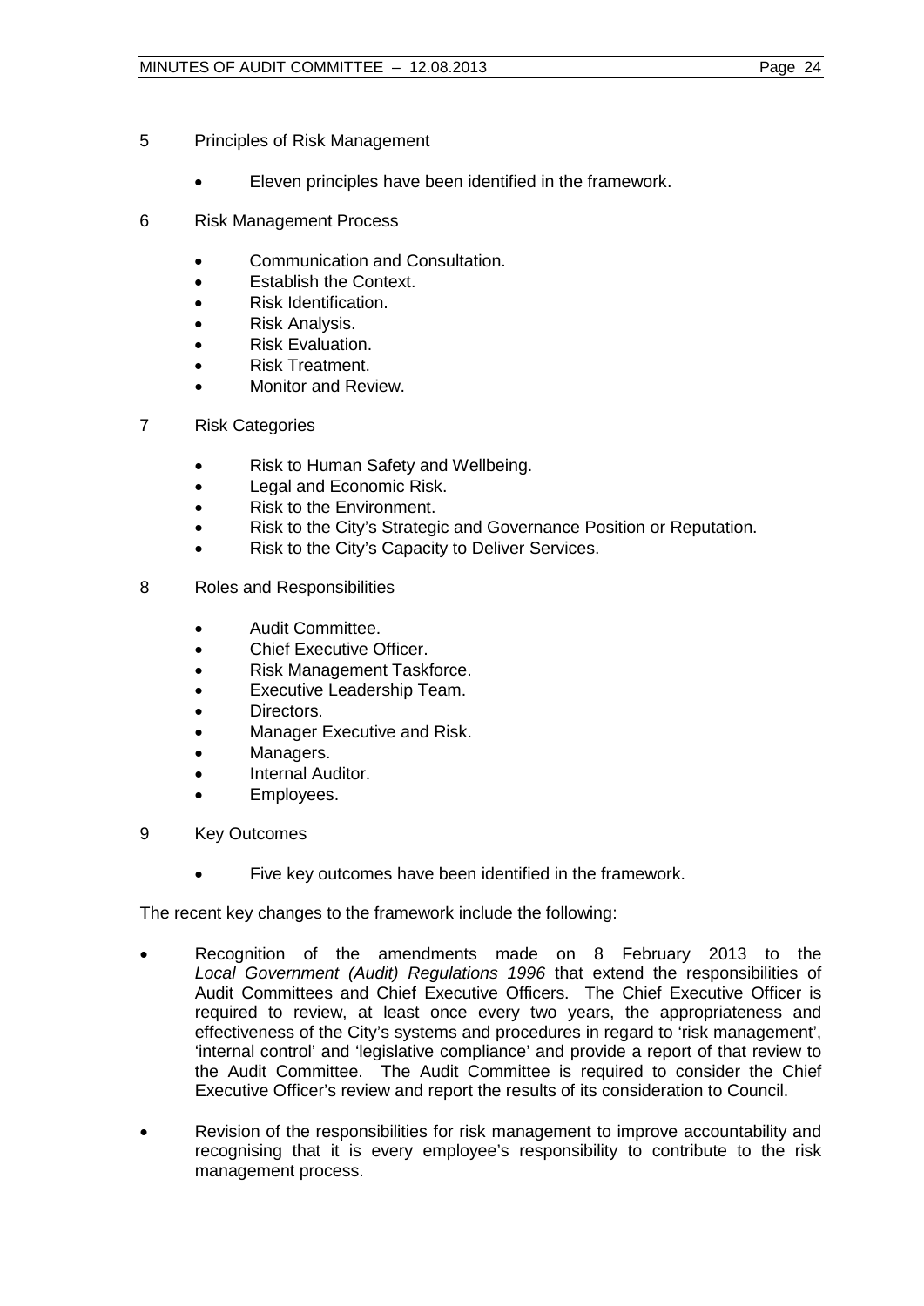5 Principles of Risk Management

- Eleven principles have been identified in the framework.

6 Risk Management Process

- Communication and Consultation.
- Establish the Context.
- Risk Identification.
- Risk Analysis.
- Risk Evaluation.
- Risk Treatment.
- Monitor and Review.

7 Risk Categories

- Risk to Human Safety and Wellbeing.
- Legal and Economic Risk.
- Risk to the Environment.
- Risk to the City's Strategic and Governance Position or Reputation.
- Risk to the City's Capacity to Deliver Services.

8 Roles and Responsibilities

- Audit Committee.
- Chief Executive Officer.
- Risk Management Taskforce.
- Executive Leadership Team.
- Directors.
- Manager Executive and Risk.
- Managers.
- Internal Auditor.
- Employees.

9 Key Outcomes

- Five key outcomes have been identified in the framework.

The recent key changes to the framework include the following:

- Recognition of the amendments made on 8 February 2013 to the *Local Government (Audit) Regulations 1996* that extend the responsibilities of Audit Committees and Chief Executive Officers. The Chief Executive Officer is required to review, at least once every two years, the appropriateness and effectiveness of the City's systems and procedures in regard to 'risk management', 'internal control' and 'legislative compliance' and provide a report of that review to the Audit Committee. The Audit Committee is required to consider the Chief Executive Officer's review and report the results of its consideration to Council.
- Revision of the responsibilities for risk management to improve accountability and recognising that it is every employee's responsibility to contribute to the risk management process.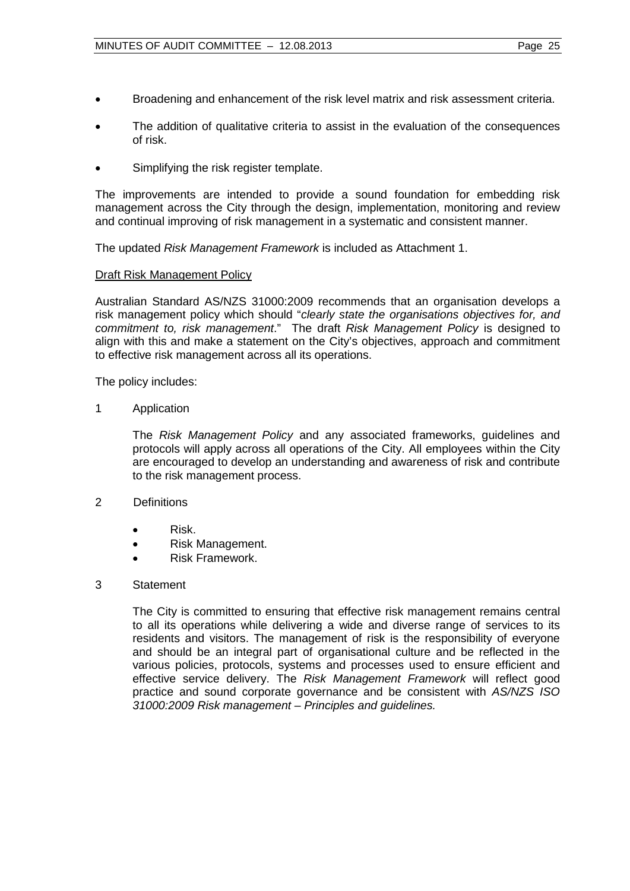- Broadening and enhancement of the risk level matrix and risk assessment criteria.
- The addition of qualitative criteria to assist in the evaluation of the consequences of risk.
- Simplifying the risk register template.

The improvements are intended to provide a sound foundation for embedding risk management across the City through the design, implementation, monitoring and review and continual improving of risk management in a systematic and consistent manner.

The updated *Risk Management Framework* is included as Attachment 1.

Draft Risk Management Policy

Australian Standard AS/NZS 31000:2009 recommends that an organisation develops a risk management policy which should "*clearly state the organisations objectives for, and commitment to, risk management*." The draft *Risk Management Policy* is designed to align with this and make a statement on the City's objectives, approach and commitment to effective risk management across all its operations.

The policy includes:

1 Application

The *Risk Management Policy* and any associated frameworks, guidelines and protocols will apply across all operations of the City. All employees within the City are encouraged to develop an understanding and awareness of risk and contribute to the risk management process.

2 Definitions

- Risk.
- Risk Management.
- Risk Framework.

3 Statement

The City is committed to ensuring that effective risk management remains central to all its operations while delivering a wide and diverse range of services to its residents and visitors. The management of risk is the responsibility of everyone and should be an integral part of organisational culture and be reflected in the various policies, protocols, systems and processes used to ensure efficient and effective service delivery. The *Risk Management Framework* will reflect good practice and sound corporate governance and be consistent with *AS/NZS ISO 31000:2009 Risk management – Principles and guidelines.*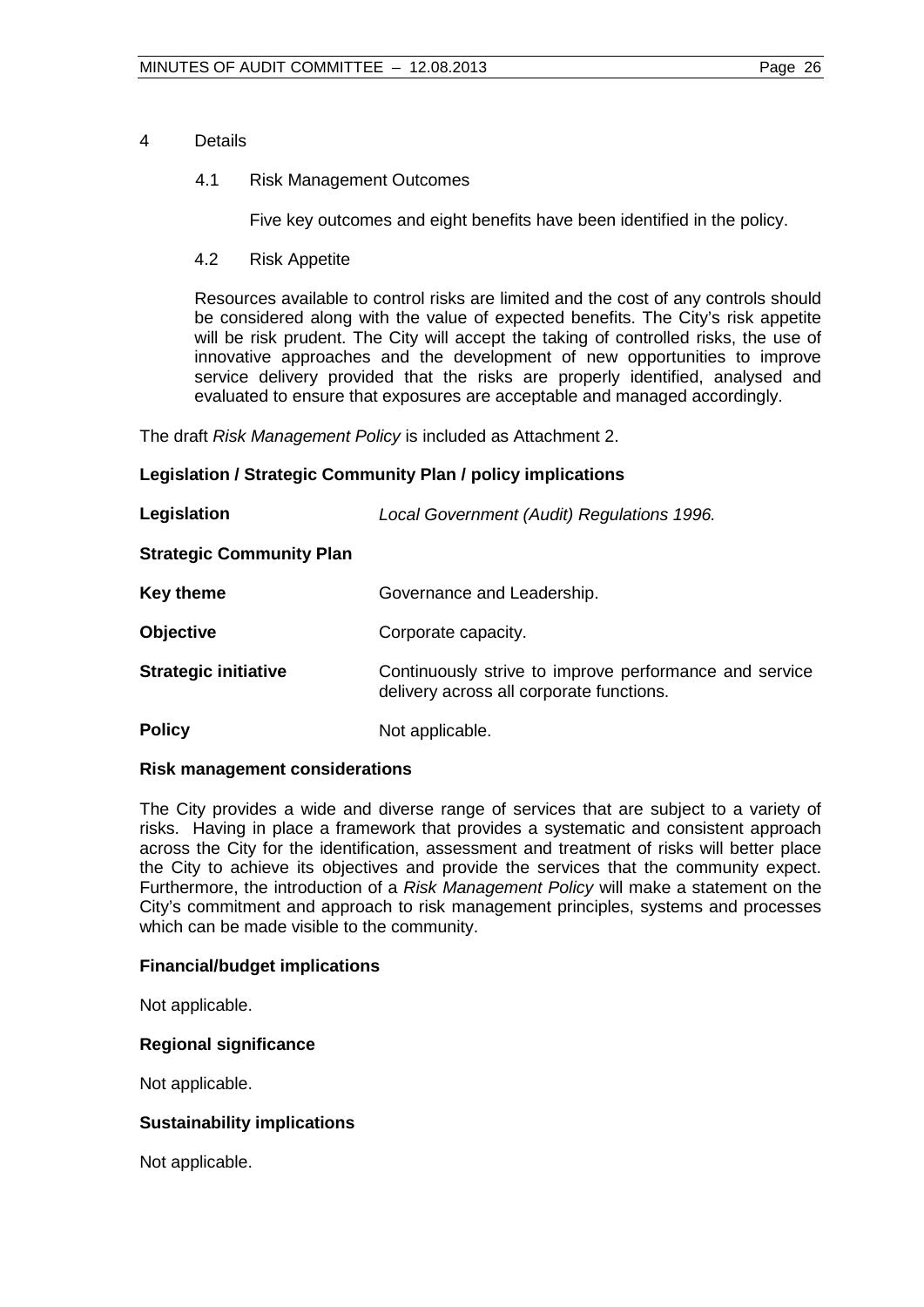4 Details

4.1 Risk Management Outcomes

Five key outcomes and eight benefits have been identified in the policy.

4.2 Risk Appetite

Resources available to control risks are limited and the cost of any controls should be considered along with the value of expected benefits. The City's risk appetite will be risk prudent. The City will accept the taking of controlled risks, the use of innovative approaches and the development of new opportunities to improve service delivery provided that the risks are properly identified, analysed and evaluated to ensure that exposures are acceptable and managed accordingly.

The draft *Risk Management Policy* is included as Attachment 2.

**Legislation / Strategic Community Plan / policy implications**

**Legislation** *Local Government (Audit) Regulations 1996.*

**Strategic Community Plan**

**Key theme** Governance and Leadership.

**Objective** Corporate capacity.

**Strategic initiative** Continuously strive to improve performance and service delivery across all corporate functions.

**Policy** Not applicable.

**Risk management considerations**

The City provides a wide and diverse range of services that are subject to a variety of risks. Having in place a framework that provides a systematic and consistent approach across the City for the identification, assessment and treatment of risks will better place the City to achieve its objectives and provide the services that the community expect. Furthermore, the introduction of a *Risk Management Policy* will make a statement on the City's commitment and approach to risk management principles, systems and processes which can be made visible to the community.

**Financial/budget implications**

Not applicable.

**Regional significance**

Not applicable.

**Sustainability implications**

Not applicable.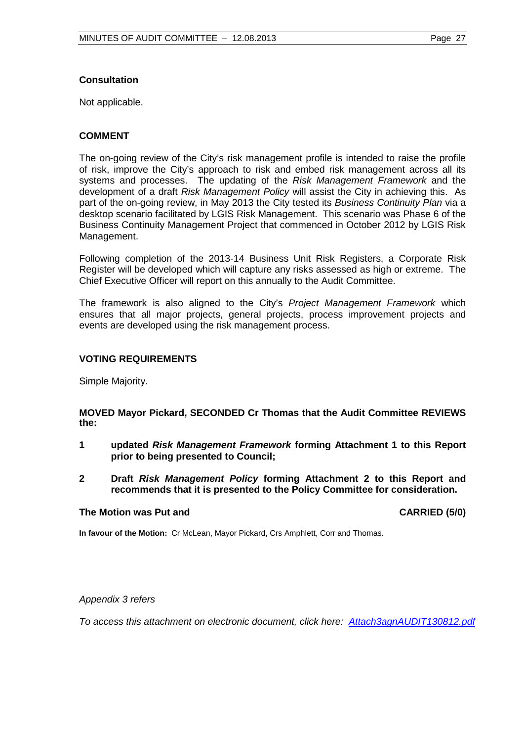### Consultation

Not applicable.

### COMMENT

The on-going review of the City's risk management profile is intended to raise the profile of risk, improve the City's approach to risk and embed risk management across all its systems and processes. The updating of the *Risk Management Framework* and the development of a draft *Risk Management Policy* will assist the City in achieving this. As part of the on-going review, in May 2013 the City tested its *Business Continuity Plan* via a desktop scenario facilitated by LGIS Risk Management. This scenario was Phase 6 of the Business Continuity Management Project that commenced in October 2012 by LGIS Risk Management.

Following completion of the 2013-14 Business Unit Risk Registers, a Corporate Risk Register will be developed which will capture any risks assessed as high or extreme. The Chief Executive Officer will report on this annually to the Audit Committee.

The framework is also aligned to the City's *Project Management Framework* which ensures that all major projects, general projects, process improvement projects and events are developed using the risk management process.

### VOTING REQUIREMENTS

Simple Majority.

**MOVED Mayor Pickard, SECONDED Cr Thomas that the Audit Committee REVIEWS the:**

1. **updated *Risk Management Framework* forming Attachment 1 to this Report prior to being presented to Council;**
2. **Draft *Risk Management Policy* forming Attachment 2 to this Report and recommends that it is presented to the Policy Committee for consideration.**

**The Motion was Put and CARRIED (5/0)**

**In favour of the Motion:** Cr McLean, Mayor Pickard, Crs Amphlett, Corr and Thomas.

*Appendix 3 refers*

*To access this attachment on electronic document, click here: Attach3agnAUDIT130812.pdf*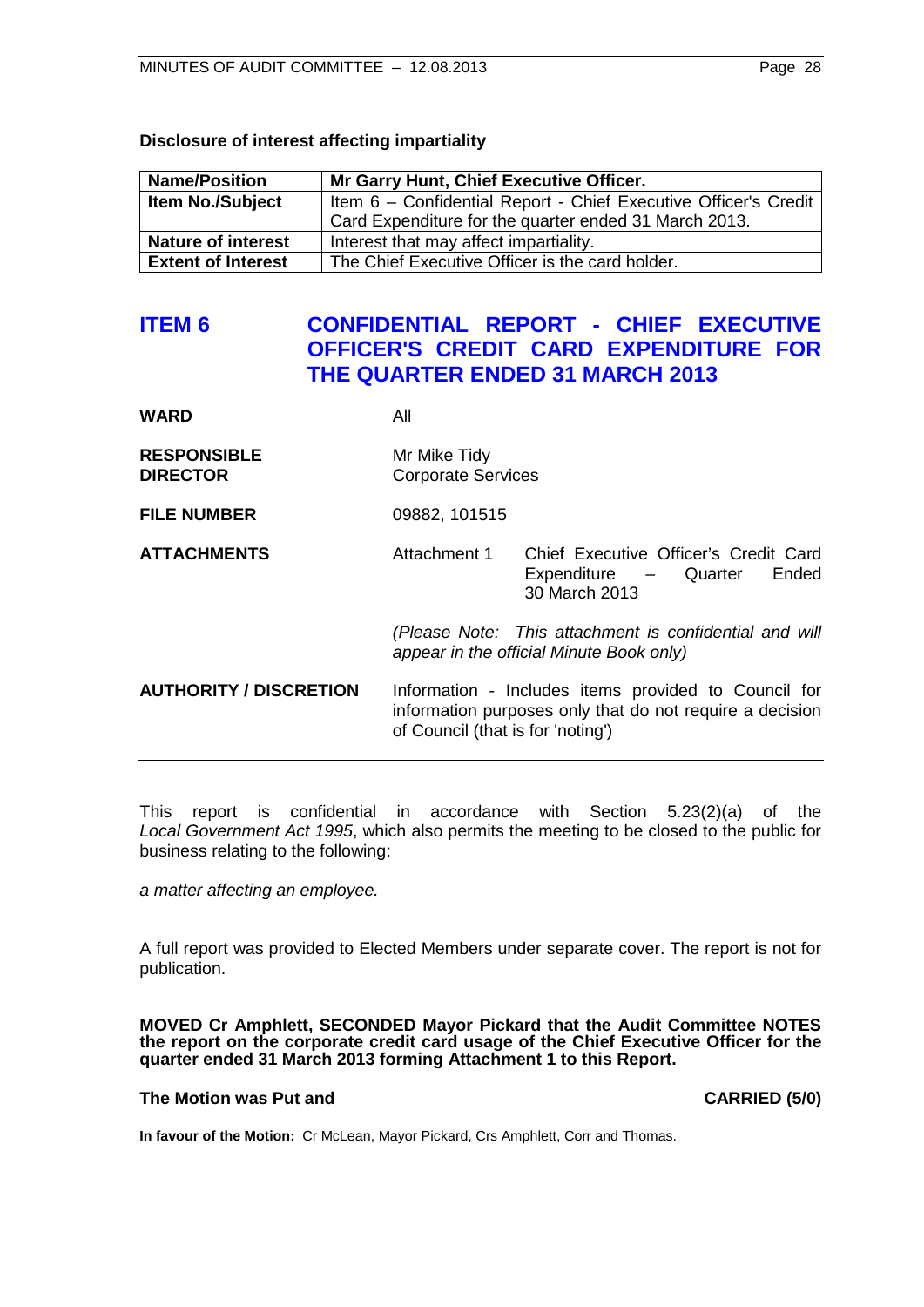**Disclosure of interest affecting impartiality**

| | |
|---|---|
| **Name/Position** | **Mr Garry Hunt, Chief Executive Officer.** |
| **Item No./Subject** | Item 6 – Confidential Report - Chief Executive Officer's Credit Card Expenditure for the quarter ended 31 March 2013. |
| **Nature of interest** | Interest that may affect impartiality. |
| **Extent of Interest** | The Chief Executive Officer is the card holder. |

## ITEM 6 CONFIDENTIAL REPORT - CHIEF EXECUTIVE OFFICER'S CREDIT CARD EXPENDITURE FOR THE QUARTER ENDED 31 MARCH 2013

| | |
|---|---|
| **WARD** | All |
| **RESPONSIBLE DIRECTOR** | Mr Mike Tidy<br>Corporate Services |
| **FILE NUMBER** | 09882, 101515 |
| **ATTACHMENTS** | Attachment 1 Chief Executive Officer's Credit Card Expenditure – Quarter Ended 30 March 2013<br><br>*(Please Note: This attachment is confidential and will appear in the official Minute Book only)* |
| **AUTHORITY / DISCRETION** | Information - Includes items provided to Council for information purposes only that do not require a decision of Council (that is for 'noting') |

This report is confidential in accordance with Section 5.23(2)(a) of the *Local Government Act 1995*, which also permits the meeting to be closed to the public for business relating to the following:

*a matter affecting an employee.*

A full report was provided to Elected Members under separate cover. The report is not for publication.

**MOVED Cr Amphlett, SECONDED Mayor Pickard that the Audit Committee NOTES the report on the corporate credit card usage of the Chief Executive Officer for the quarter ended 31 March 2013 forming Attachment 1 to this Report.**

**The Motion was Put and CARRIED (5/0)**

**In favour of the Motion:** Cr McLean, Mayor Pickard, Crs Amphlett, Corr and Thomas.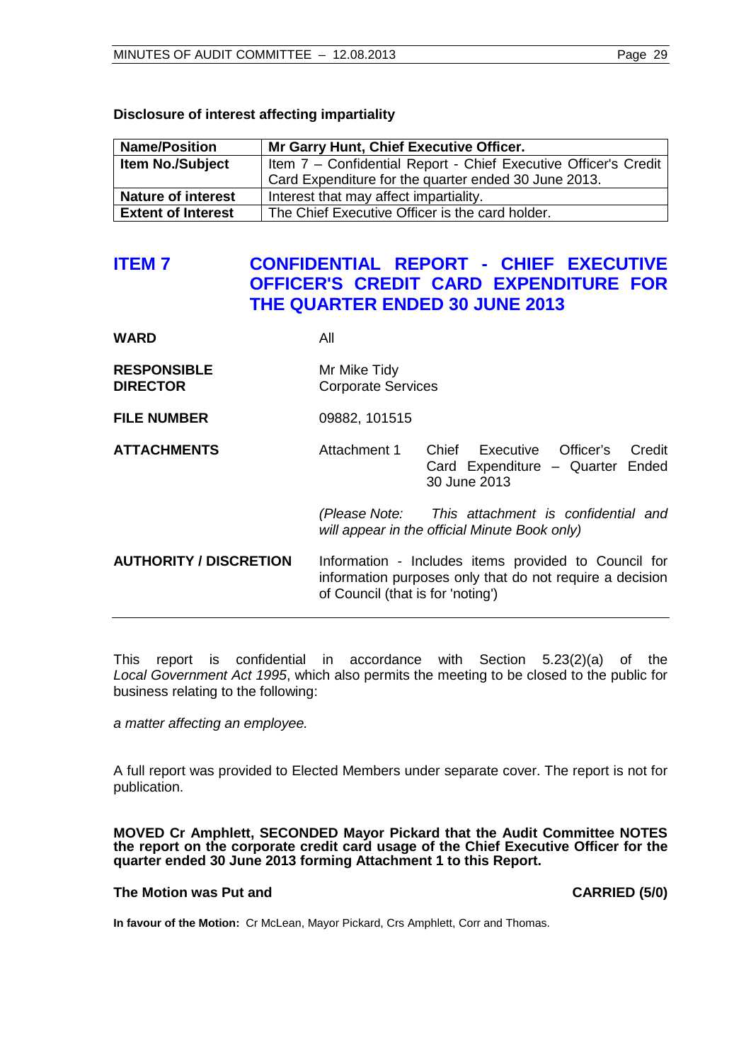**Disclosure of interest affecting impartiality**

| | |
|---|---|
| **Name/Position** | **Mr Garry Hunt, Chief Executive Officer.** |
| **Item No./Subject** | Item 7 – Confidential Report - Chief Executive Officer's Credit Card Expenditure for the quarter ended 30 June 2013. |
| **Nature of interest** | Interest that may affect impartiality. |
| **Extent of Interest** | The Chief Executive Officer is the card holder. |

## ITEM 7 CONFIDENTIAL REPORT - CHIEF EXECUTIVE OFFICER'S CREDIT CARD EXPENDITURE FOR THE QUARTER ENDED 30 JUNE 2013

| | |
|---|---|
| **WARD** | All |
| **RESPONSIBLE DIRECTOR** | Mr Mike Tidy<br>Corporate Services |
| **FILE NUMBER** | 09882, 101515 |
| **ATTACHMENTS** | Attachment 1 Chief Executive Officer's Credit Card Expenditure – Quarter Ended 30 June 2013<br><br>*(Please Note: This attachment is confidential and will appear in the official Minute Book only)* |
| **AUTHORITY / DISCRETION** | Information - Includes items provided to Council for information purposes only that do not require a decision of Council (that is for 'noting') |

This report is confidential in accordance with Section 5.23(2)(a) of the *Local Government Act 1995*, which also permits the meeting to be closed to the public for business relating to the following:

*a matter affecting an employee.*

A full report was provided to Elected Members under separate cover. The report is not for publication.

**MOVED Cr Amphlett, SECONDED Mayor Pickard that the Audit Committee NOTES the report on the corporate credit card usage of the Chief Executive Officer for the quarter ended 30 June 2013 forming Attachment 1 to this Report.**

**The Motion was Put and CARRIED (5/0)**

**In favour of the Motion:** Cr McLean, Mayor Pickard, Crs Amphlett, Corr and Thomas.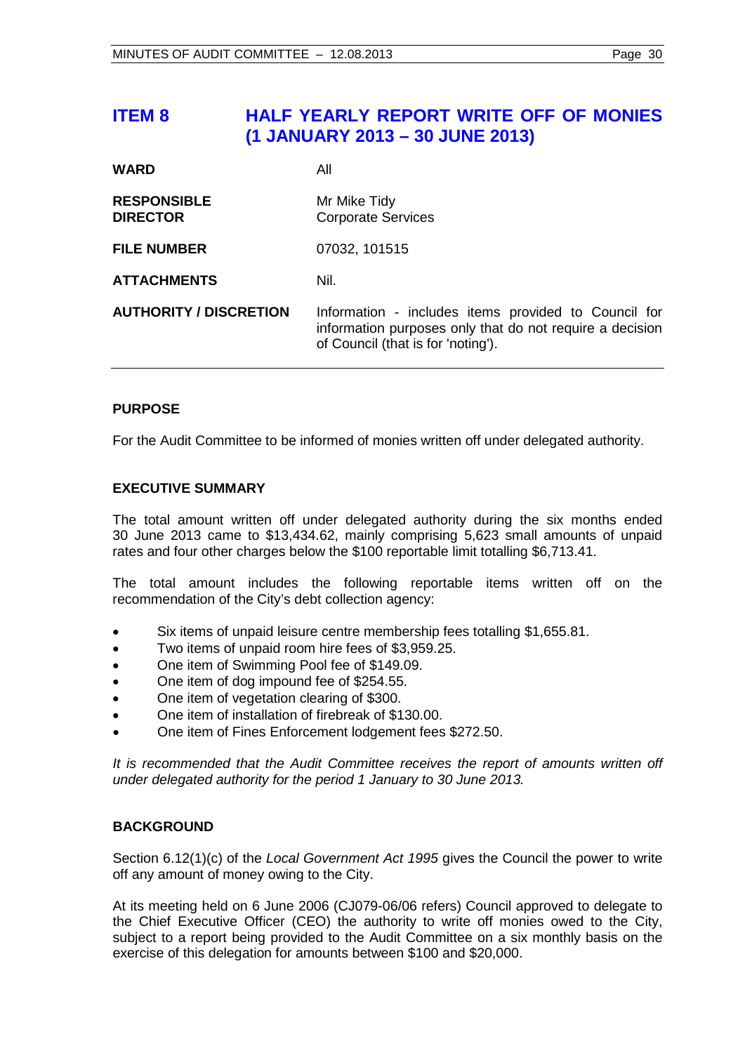# ITEM 8 HALF YEARLY REPORT WRITE OFF OF MONIES (1 JANUARY 2013 – 30 JUNE 2013)

| | |
|---|---|
| **WARD** | All |
| **RESPONSIBLE DIRECTOR** | Mr Mike Tidy<br>Corporate Services |
| **FILE NUMBER** | 07032, 101515 |
| **ATTACHMENTS** | Nil. |
| **AUTHORITY / DISCRETION** | Information - includes items provided to Council for information purposes only that do not require a decision of Council (that is for 'noting'). |

## PURPOSE

For the Audit Committee to be informed of monies written off under delegated authority.

## EXECUTIVE SUMMARY

The total amount written off under delegated authority during the six months ended 30 June 2013 came to $13,434.62, mainly comprising 5,623 small amounts of unpaid rates and four other charges below the $100 reportable limit totalling $6,713.41.

The total amount includes the following reportable items written off on the recommendation of the City's debt collection agency:

- Six items of unpaid leisure centre membership fees totalling $1,655.81.
- Two items of unpaid room hire fees of $3,959.25.
- One item of Swimming Pool fee of $149.09.
- One item of dog impound fee of $254.55.
- One item of vegetation clearing of $300.
- One item of installation of firebreak of $130.00.
- One item of Fines Enforcement lodgement fees $272.50.

*It is recommended that the Audit Committee receives the report of amounts written off under delegated authority for the period 1 January to 30 June 2013.*

## BACKGROUND

Section 6.12(1)(c) of the *Local Government Act 1995* gives the Council the power to write off any amount of money owing to the City.

At its meeting held on 6 June 2006 (CJ079-06/06 refers) Council approved to delegate to the Chief Executive Officer (CEO) the authority to write off monies owed to the City, subject to a report being provided to the Audit Committee on a six monthly basis on the exercise of this delegation for amounts between $100 and $20,000.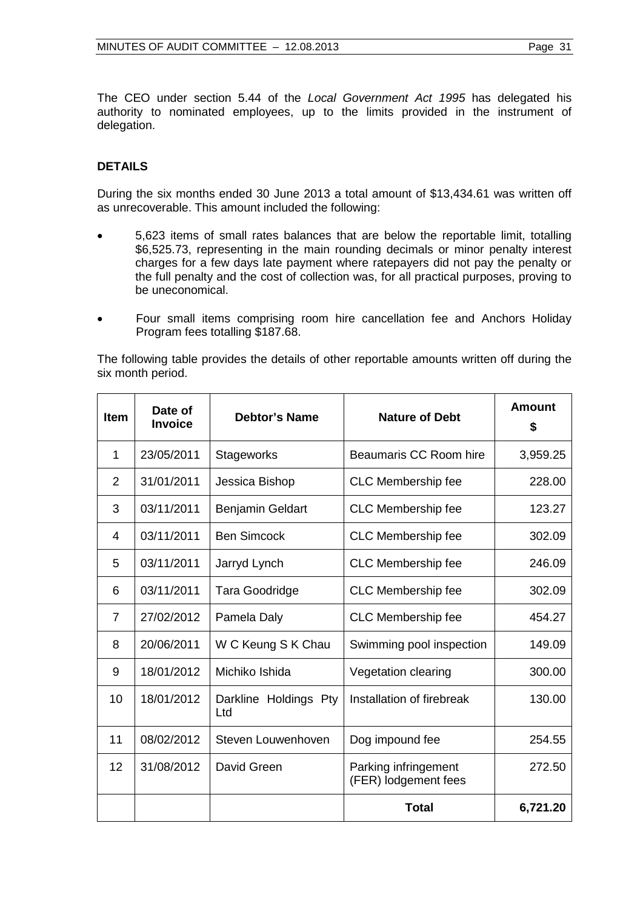The CEO under section 5.44 of the *Local Government Act 1995* has delegated his authority to nominated employees, up to the limits provided in the instrument of delegation.

**DETAILS**

During the six months ended 30 June 2013 a total amount of $13,434.61 was written off as unrecoverable. This amount included the following:

- 5,623 items of small rates balances that are below the reportable limit, totalling $6,525.73, representing in the main rounding decimals or minor penalty interest charges for a few days late payment where ratepayers did not pay the penalty or the full penalty and the cost of collection was, for all practical purposes, proving to be uneconomical.
- Four small items comprising room hire cancellation fee and Anchors Holiday Program fees totalling $187.68.

The following table provides the details of other reportable amounts written off during the six month period.

| Item | Date of Invoice | Debtor's Name | Nature of Debt | Amount $ |
|---|---|---|---|---|
| 1 | 23/05/2011 | Stageworks | Beaumaris CC Room hire | 3,959.25 |
| 2 | 31/01/2011 | Jessica Bishop | CLC Membership fee | 228.00 |
| 3 | 03/11/2011 | Benjamin Geldart | CLC Membership fee | 123.27 |
| 4 | 03/11/2011 | Ben Simcock | CLC Membership fee | 302.09 |
| 5 | 03/11/2011 | Jarryd Lynch | CLC Membership fee | 246.09 |
| 6 | 03/11/2011 | Tara Goodridge | CLC Membership fee | 302.09 |
| 7 | 27/02/2012 | Pamela Daly | CLC Membership fee | 454.27 |
| 8 | 20/06/2011 | W C Keung S K Chau | Swimming pool inspection | 149.09 |
| 9 | 18/01/2012 | Michiko Ishida | Vegetation clearing | 300.00 |
| 10 | 18/01/2012 | Darkline Holdings Pty Ltd | Installation of firebreak | 130.00 |
| 11 | 08/02/2012 | Steven Louwenhoven | Dog impound fee | 254.55 |
| 12 | 31/08/2012 | David Green | Parking infringement (FER) lodgement fees | 272.50 |
| | | | **Total** | **6,721.20** |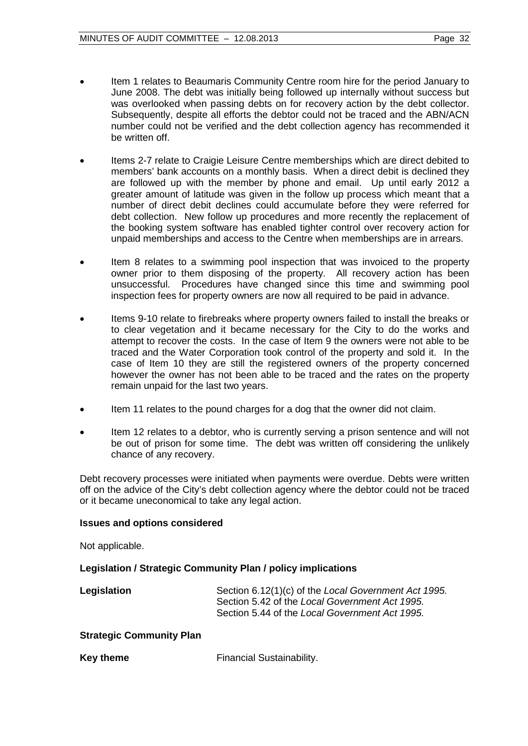- Item 1 relates to Beaumaris Community Centre room hire for the period January to June 2008. The debt was initially being followed up internally without success but was overlooked when passing debts on for recovery action by the debt collector. Subsequently, despite all efforts the debtor could not be traced and the ABN/ACN number could not be verified and the debt collection agency has recommended it be written off.

- Items 2-7 relate to Craigie Leisure Centre memberships which are direct debited to members' bank accounts on a monthly basis. When a direct debit is declined they are followed up with the member by phone and email. Up until early 2012 a greater amount of latitude was given in the follow up process which meant that a number of direct debit declines could accumulate before they were referred for debt collection. New follow up procedures and more recently the replacement of the booking system software has enabled tighter control over recovery action for unpaid memberships and access to the Centre when memberships are in arrears.

- Item 8 relates to a swimming pool inspection that was invoiced to the property owner prior to them disposing of the property. All recovery action has been unsuccessful. Procedures have changed since this time and swimming pool inspection fees for property owners are now all required to be paid in advance.

- Items 9-10 relate to firebreaks where property owners failed to install the breaks or to clear vegetation and it became necessary for the City to do the works and attempt to recover the costs. In the case of Item 9 the owners were not able to be traced and the Water Corporation took control of the property and sold it. In the case of Item 10 they are still the registered owners of the property concerned however the owner has not been able to be traced and the rates on the property remain unpaid for the last two years.

- Item 11 relates to the pound charges for a dog that the owner did not claim.

- Item 12 relates to a debtor, who is currently serving a prison sentence and will not be out of prison for some time. The debt was written off considering the unlikely chance of any recovery.

Debt recovery processes were initiated when payments were overdue. Debts were written off on the advice of the City's debt collection agency where the debtor could not be traced or it became uneconomical to take any legal action.

**Issues and options considered**

Not applicable.

**Legislation / Strategic Community Plan / policy implications**

**Legislation** — Section 6.12(1)(c) of the *Local Government Act 1995.*
Section 5.42 of the *Local Government Act 1995.*
Section 5.44 of the *Local Government Act 1995.*

**Strategic Community Plan**

**Key theme** — Financial Sustainability.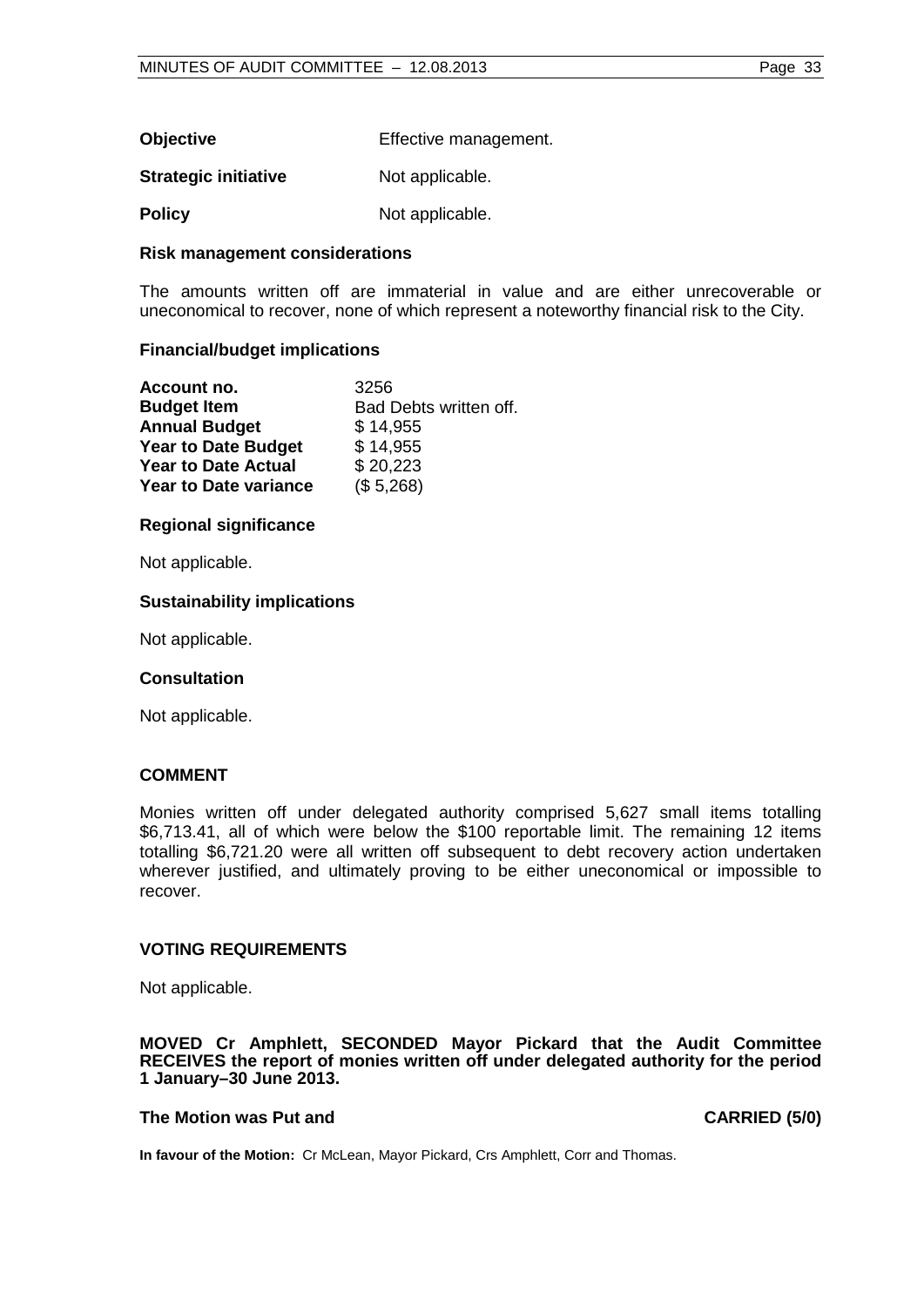**Objective** Effective management.

**Strategic initiative** Not applicable.

**Policy** Not applicable.

**Risk management considerations**

The amounts written off are immaterial in value and are either unrecoverable or uneconomical to recover, none of which represent a noteworthy financial risk to the City.

**Financial/budget implications**

| | |
|---|---|
| **Account no.** | 3256 |
| **Budget Item** | Bad Debts written off. |
| **Annual Budget** | $ 14,955 |
| **Year to Date Budget** | $ 14,955 |
| **Year to Date Actual** | $ 20,223 |
| **Year to Date variance** | ($ 5,268) |

**Regional significance**

Not applicable.

**Sustainability implications**

Not applicable.

**Consultation**

Not applicable.

**COMMENT**

Monies written off under delegated authority comprised 5,627 small items totalling $6,713.41, all of which were below the $100 reportable limit. The remaining 12 items totalling $6,721.20 were all written off subsequent to debt recovery action undertaken wherever justified, and ultimately proving to be either uneconomical or impossible to recover.

**VOTING REQUIREMENTS**

Not applicable.

**MOVED Cr Amphlett, SECONDED Mayor Pickard that the Audit Committee RECEIVES the report of monies written off under delegated authority for the period 1 January–30 June 2013.**

**The Motion was Put and CARRIED (5/0)**

**In favour of the Motion:** Cr McLean, Mayor Pickard, Crs Amphlett, Corr and Thomas.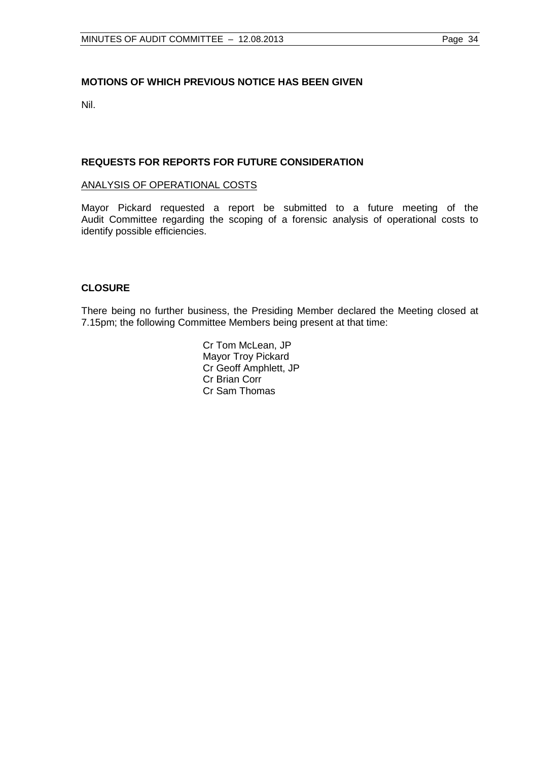## MOTIONS OF WHICH PREVIOUS NOTICE HAS BEEN GIVEN

Nil.

## REQUESTS FOR REPORTS FOR FUTURE CONSIDERATION

ANALYSIS OF OPERATIONAL COSTS

Mayor Pickard requested a report be submitted to a future meeting of the Audit Committee regarding the scoping of a forensic analysis of operational costs to identify possible efficiencies.

## CLOSURE

There being no further business, the Presiding Member declared the Meeting closed at 7.15pm; the following Committee Members being present at that time:

Cr Tom McLean, JP
Mayor Troy Pickard
Cr Geoff Amphlett, JP
Cr Brian Corr
Cr Sam Thomas